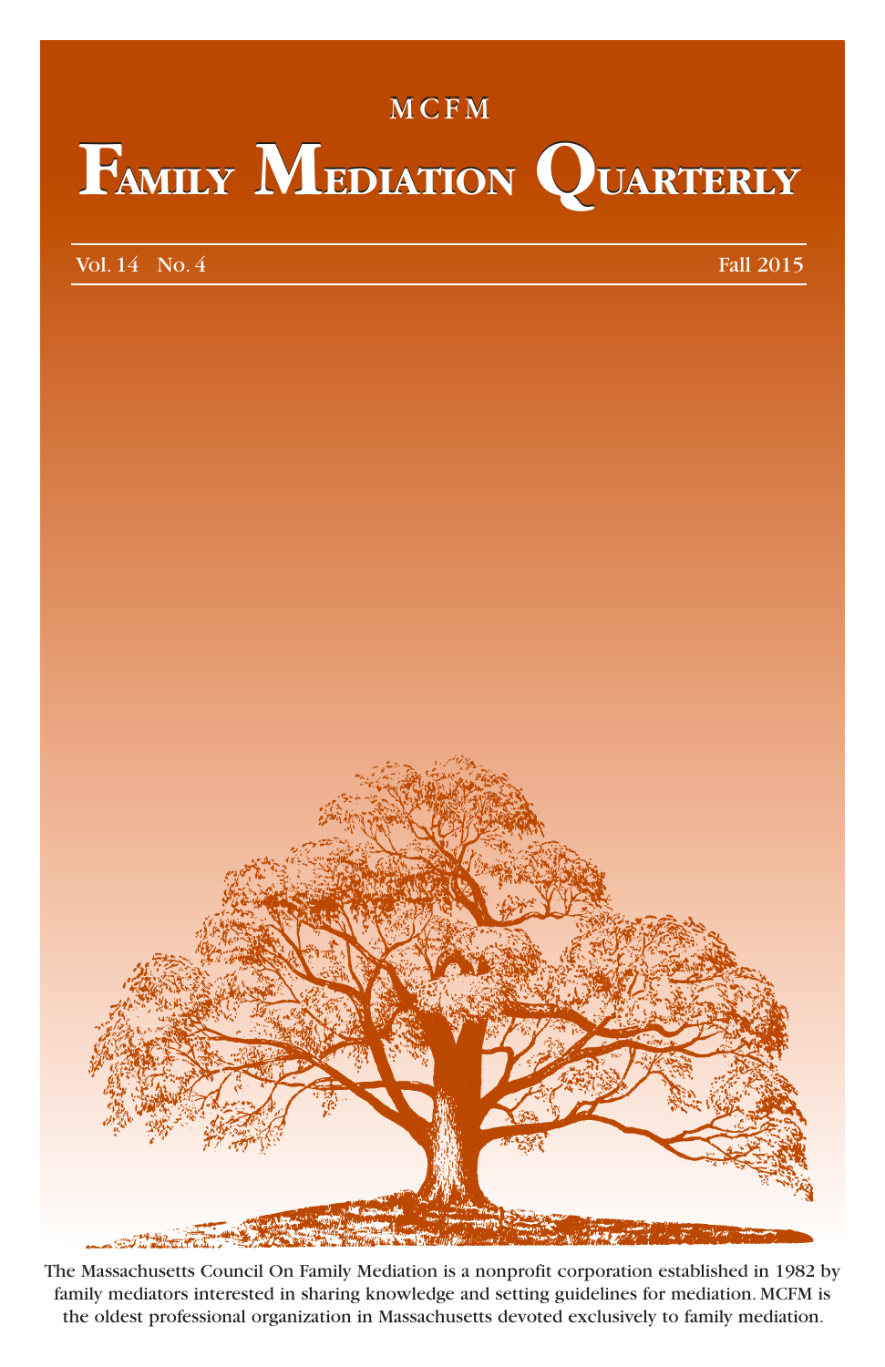MCFM

# Family Mediation Quarterly

Vol. 14 No. 4 Fall 2015

The Massachusetts Council On Family Mediation is a nonprofit corporation established in 1982 by family mediators interested in sharing knowledge and setting guidelines for mediation. MCFM is the oldest professional organization in Massachusetts devoted exclusively to family mediation.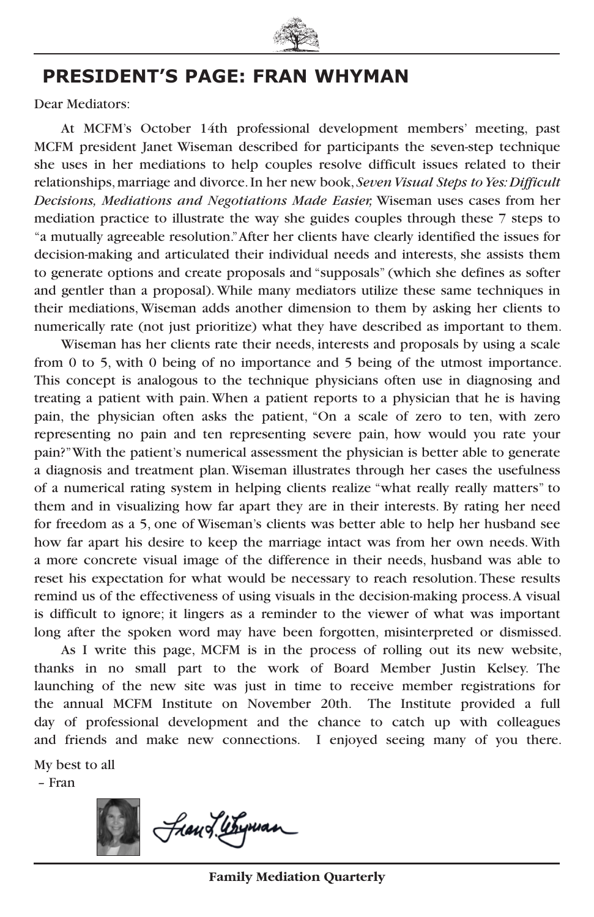## PRESIDENT'S PAGE: FRAN WHYMAN

Dear Mediators:

At MCFM's October 14th professional development members' meeting, past MCFM president Janet Wiseman described for participants the seven-step technique she uses in her mediations to help couples resolve difficult issues related to their relationships, marriage and divorce. In her new book, *Seven Visual Steps to Yes: Difficult Decisions, Mediations and Negotiations Made Easier,* Wiseman uses cases from her mediation practice to illustrate the way she guides couples through these 7 steps to "a mutually agreeable resolution." After her clients have clearly identified the issues for decision-making and articulated their individual needs and interests, she assists them to generate options and create proposals and "supposals" (which she defines as softer and gentler than a proposal). While many mediators utilize these same techniques in their mediations, Wiseman adds another dimension to them by asking her clients to numerically rate (not just prioritize) what they have described as important to them.

Wiseman has her clients rate their needs, interests and proposals by using a scale from 0 to 5, with 0 being of no importance and 5 being of the utmost importance. This concept is analogous to the technique physicians often use in diagnosing and treating a patient with pain. When a patient reports to a physician that he is having pain, the physician often asks the patient, "On a scale of zero to ten, with zero representing no pain and ten representing severe pain, how would you rate your pain?" With the patient's numerical assessment the physician is better able to generate a diagnosis and treatment plan. Wiseman illustrates through her cases the usefulness of a numerical rating system in helping clients realize "what really really matters" to them and in visualizing how far apart they are in their interests. By rating her need for freedom as a 5, one of Wiseman's clients was better able to help her husband see how far apart his desire to keep the marriage intact was from her own needs. With a more concrete visual image of the difference in their needs, husband was able to reset his expectation for what would be necessary to reach resolution. These results remind us of the effectiveness of using visuals in the decision-making process. A visual is difficult to ignore; it lingers as a reminder to the viewer of what was important long after the spoken word may have been forgotten, misinterpreted or dismissed.

As I write this page, MCFM is in the process of rolling out its new website, thanks in no small part to the work of Board Member Justin Kelsey. The launching of the new site was just in time to receive member registrations for the annual MCFM Institute on November 20th. The Institute provided a full day of professional development and the chance to catch up with colleagues and friends and make new connections. I enjoyed seeing many of you there.

My best to all
– Fran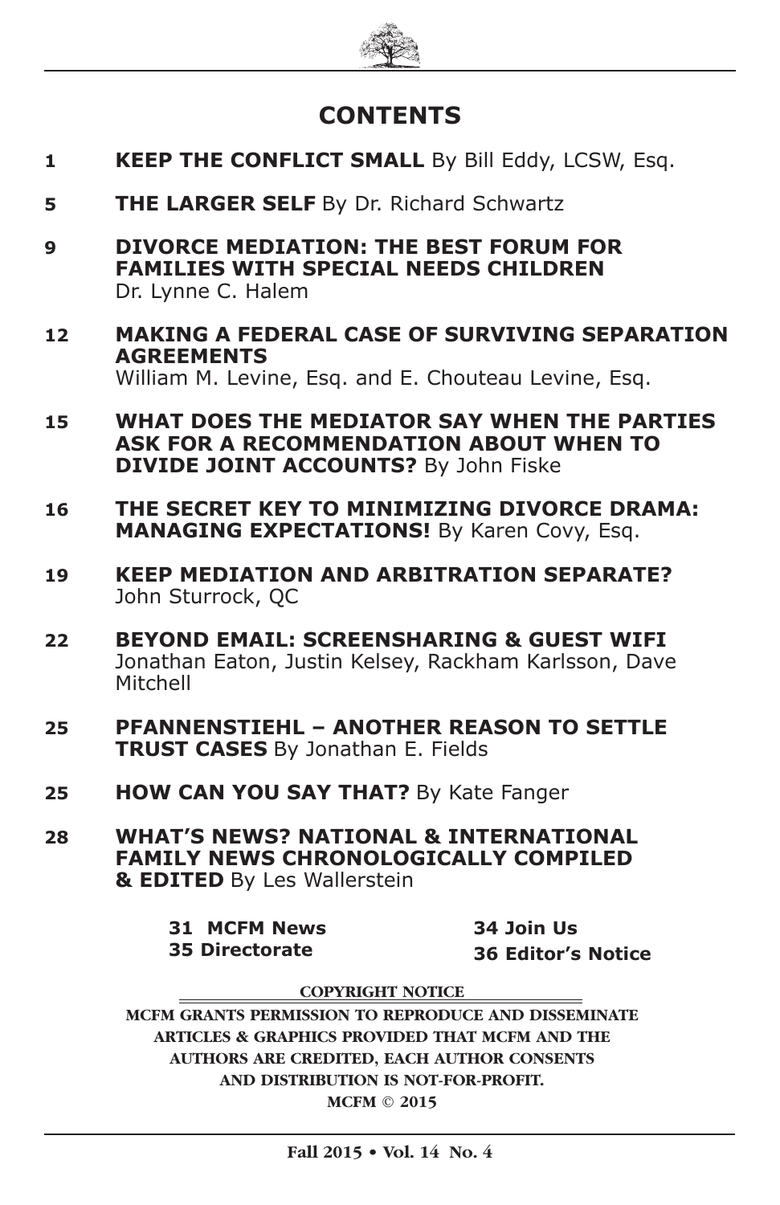# CONTENTS

**1** **KEEP THE CONFLICT SMALL** By Bill Eddy, LCSW, Esq.

**5** **THE LARGER SELF** By Dr. Richard Schwartz

**9** **DIVORCE MEDIATION: THE BEST FORUM FOR FAMILIES WITH SPECIAL NEEDS CHILDREN** Dr. Lynne C. Halem

**12** **MAKING A FEDERAL CASE OF SURVIVING SEPARATION AGREEMENTS** William M. Levine, Esq. and E. Chouteau Levine, Esq.

**15** **WHAT DOES THE MEDIATOR SAY WHEN THE PARTIES ASK FOR A RECOMMENDATION ABOUT WHEN TO DIVIDE JOINT ACCOUNTS?** By John Fiske

**16** **THE SECRET KEY TO MINIMIZING DIVORCE DRAMA: MANAGING EXPECTATIONS!** By Karen Covy, Esq.

**19** **KEEP MEDIATION AND ARBITRATION SEPARATE?** John Sturrock, QC

**22** **BEYOND EMAIL: SCREENSHARING & GUEST WIFI** Jonathan Eaton, Justin Kelsey, Rackham Karlsson, Dave Mitchell

**25** **PFANNENSTIEHL – ANOTHER REASON TO SETTLE TRUST CASES** By Jonathan E. Fields

**25** **HOW CAN YOU SAY THAT?** By Kate Fanger

**28** **WHAT'S NEWS? NATIONAL & INTERNATIONAL FAMILY NEWS CHRONOLOGICALLY COMPILED & EDITED** By Les Wallerstein

**31 MCFM News**

**34 Join Us**

**35 Directorate**

**36 Editor's Notice**

**COPYRIGHT NOTICE**

**MCFM GRANTS PERMISSION TO REPRODUCE AND DISSEMINATE ARTICLES & GRAPHICS PROVIDED THAT MCFM AND THE AUTHORS ARE CREDITED, EACH AUTHOR CONSENTS AND DISTRIBUTION IS NOT-FOR-PROFIT.**

**MCFM © 2015**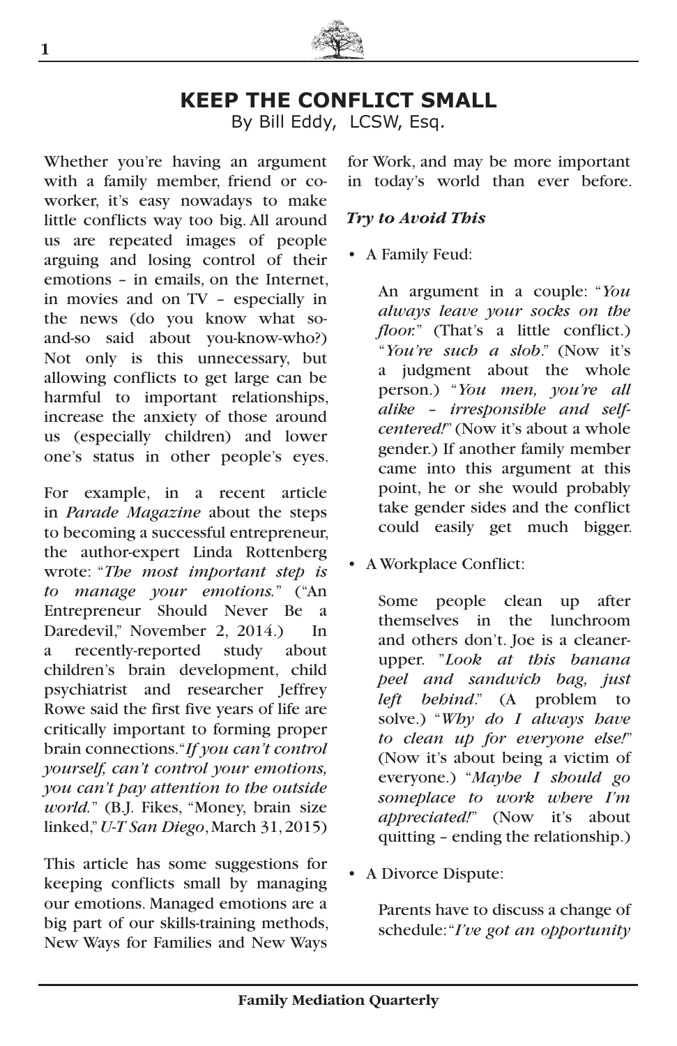# KEEP THE CONFLICT SMALL

By Bill Eddy, LCSW, Esq.

Whether you're having an argument with a family member, friend or co-worker, it's easy nowadays to make little conflicts way too big. All around us are repeated images of people arguing and losing control of their emotions – in emails, on the Internet, in movies and on TV – especially in the news (do you know what so-and-so said about you-know-who?) Not only is this unnecessary, but allowing conflicts to get large can be harmful to important relationships, increase the anxiety of those around us (especially children) and lower one's status in other people's eyes.

For example, in a recent article in *Parade Magazine* about the steps to becoming a successful entrepreneur, the author-expert Linda Rottenberg wrote: "*The most important step is to manage your emotions.*" ("An Entrepreneur Should Never Be a Daredevil," November 2, 2014.) In a recently-reported study about children's brain development, child psychiatrist and researcher Jeffrey Rowe said the first five years of life are critically important to forming proper brain connections. "*If you can't control yourself, can't control your emotions, you can't pay attention to the outside world.*" (B.J. Fikes, "Money, brain size linked," *U-T San Diego*, March 31, 2015)

This article has some suggestions for keeping conflicts small by managing our emotions. Managed emotions are a big part of our skills-training methods, New Ways for Families and New Ways for Work, and may be more important in today's world than ever before.

### *Try to Avoid This*

- A Family Feud:

  An argument in a couple: "*You always leave your socks on the floor.*" (That's a little conflict.) "*You're such a slob*." (Now it's a judgment about the whole person.) "*You men, you're all alike – irresponsible and self-centered!*" (Now it's about a whole gender.) If another family member came into this argument at this point, he or she would probably take gender sides and the conflict could easily get much bigger.

- A Workplace Conflict:

  Some people clean up after themselves in the lunchroom and others don't. Joe is a cleaner-upper. "*Look at this banana peel and sandwich bag, just left behind*." (A problem to solve.) "*Why do I always have to clean up for everyone else!*" (Now it's about being a victim of everyone.) "*Maybe I should go someplace to work where I'm appreciated!*" (Now it's about quitting – ending the relationship.)

- A Divorce Dispute:

  Parents have to discuss a change of schedule: "*I've got an opportunity*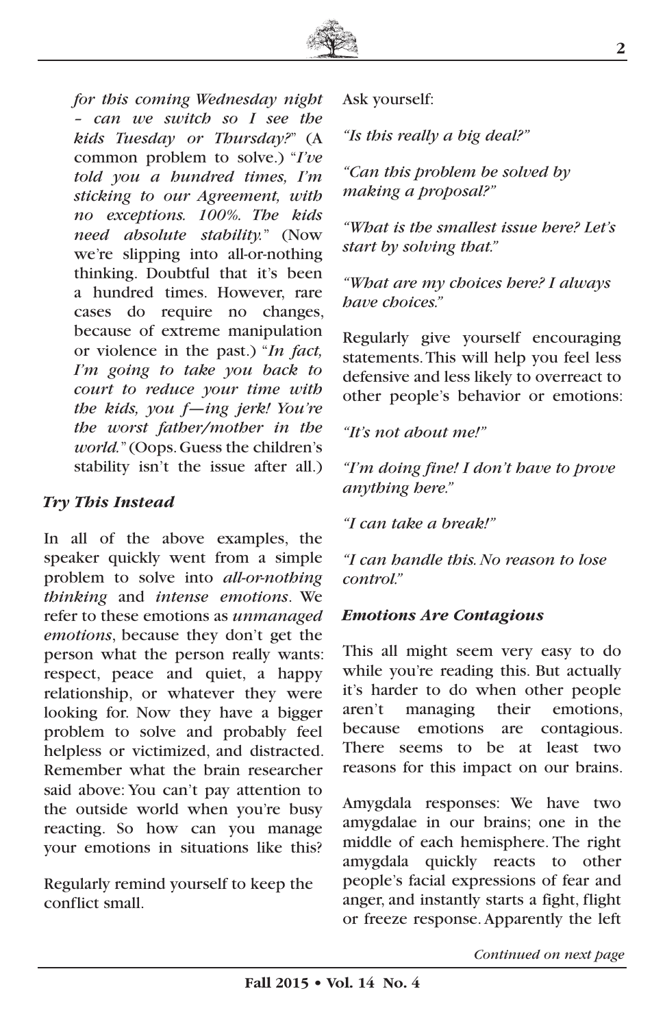*for this coming Wednesday night – can we switch so I see the kids Tuesday or Thursday?*" (A common problem to solve.) "*I've told you a hundred times, I'm sticking to our Agreement, with no exceptions. 100%. The kids need absolute stability.*" (Now we're slipping into all-or-nothing thinking. Doubtful that it's been a hundred times. However, rare cases do require no changes, because of extreme manipulation or violence in the past.) "*In fact, I'm going to take you back to court to reduce your time with the kids, you f—ing jerk! You're the worst father/mother in the world.*" (Oops. Guess the children's stability isn't the issue after all.)

### *Try This Instead*

In all of the above examples, the speaker quickly went from a simple problem to solve into *all-or-nothing thinking* and *intense emotions*. We refer to these emotions as *unmanaged emotions*, because they don't get the person what the person really wants: respect, peace and quiet, a happy relationship, or whatever they were looking for. Now they have a bigger problem to solve and probably feel helpless or victimized, and distracted. Remember what the brain researcher said above: You can't pay attention to the outside world when you're busy reacting. So how can you manage your emotions in situations like this?

Regularly remind yourself to keep the conflict small.

Ask yourself:

*"Is this really a big deal?"*

*"Can this problem be solved by making a proposal?"*

*"What is the smallest issue here? Let's start by solving that."*

*"What are my choices here? I always have choices."*

Regularly give yourself encouraging statements. This will help you feel less defensive and less likely to overreact to other people's behavior or emotions:

*"It's not about me!"*

*"I'm doing fine! I don't have to prove anything here."*

*"I can take a break!"*

*"I can handle this. No reason to lose control."*

### *Emotions Are Contagious*

This all might seem very easy to do while you're reading this. But actually it's harder to do when other people aren't managing their emotions, because emotions are contagious. There seems to be at least two reasons for this impact on our brains.

Amygdala responses: We have two amygdalae in our brains; one in the middle of each hemisphere. The right amygdala quickly reacts to other people's facial expressions of fear and anger, and instantly starts a fight, flight or freeze response. Apparently the left

*Continued on next page*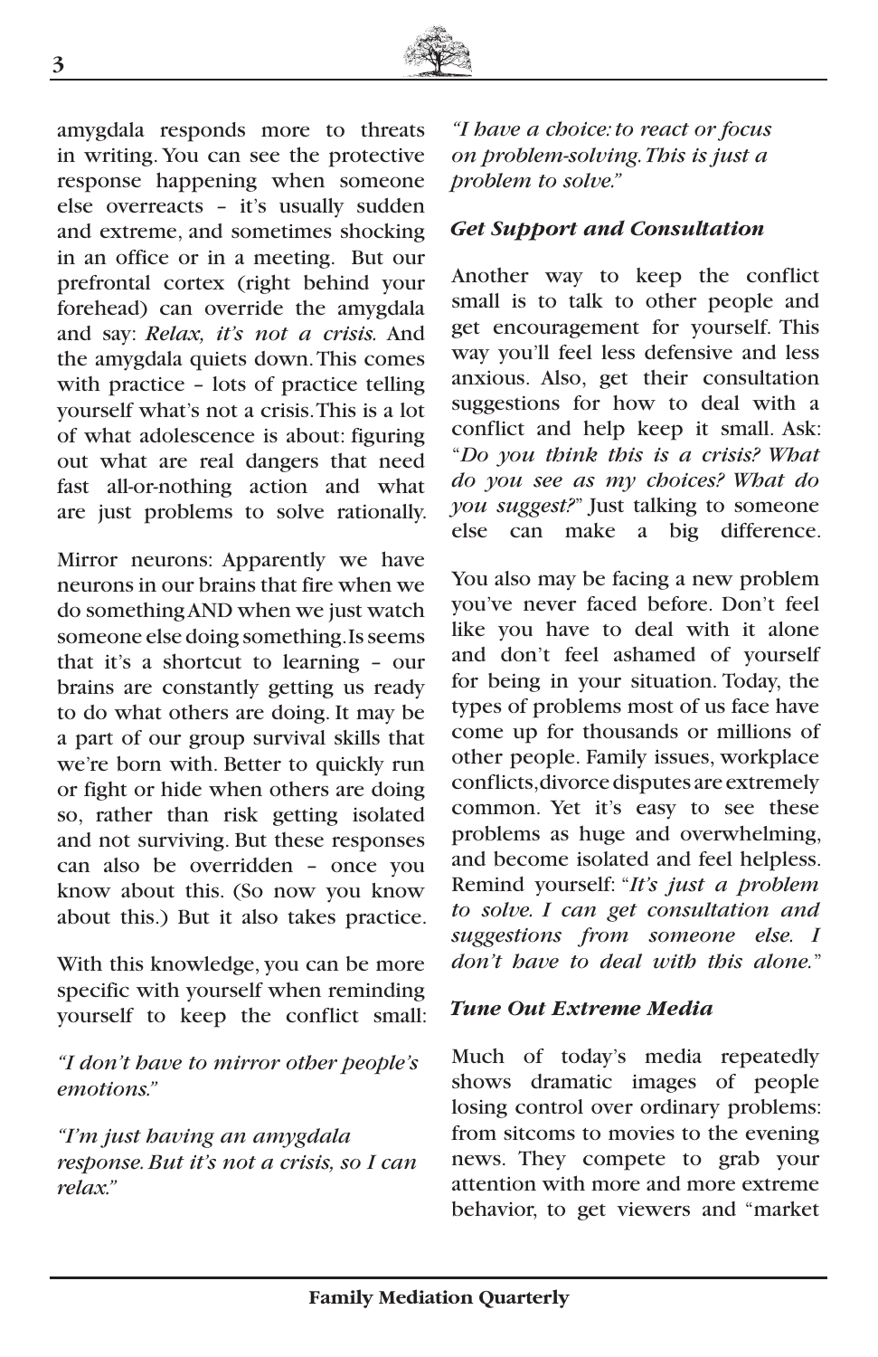amygdala responds more to threats in writing. You can see the protective response happening when someone else overreacts – it's usually sudden and extreme, and sometimes shocking in an office or in a meeting. But our prefrontal cortex (right behind your forehead) can override the amygdala and say: *Relax, it's not a crisis.* And the amygdala quiets down. This comes with practice – lots of practice telling yourself what's not a crisis. This is a lot of what adolescence is about: figuring out what are real dangers that need fast all-or-nothing action and what are just problems to solve rationally.

Mirror neurons: Apparently we have neurons in our brains that fire when we do something AND when we just watch someone else doing something. Is seems that it's a shortcut to learning – our brains are constantly getting us ready to do what others are doing. It may be a part of our group survival skills that we're born with. Better to quickly run or fight or hide when others are doing so, rather than risk getting isolated and not surviving. But these responses can also be overridden – once you know about this. (So now you know about this.) But it also takes practice.

With this knowledge, you can be more specific with yourself when reminding yourself to keep the conflict small:

*"I don't have to mirror other people's emotions."*

*"I'm just having an amygdala response. But it's not a crisis, so I can relax."*

*"I have a choice: to react or focus on problem-solving. This is just a problem to solve."*

### Get Support and Consultation

Another way to keep the conflict small is to talk to other people and get encouragement for yourself. This way you'll feel less defensive and less anxious. Also, get their consultation suggestions for how to deal with a conflict and help keep it small. Ask: "*Do you think this is a crisis? What do you see as my choices? What do you suggest?*" Just talking to someone else can make a big difference.

You also may be facing a new problem you've never faced before. Don't feel like you have to deal with it alone and don't feel ashamed of yourself for being in your situation. Today, the types of problems most of us face have come up for thousands or millions of other people. Family issues, workplace conflicts, divorce disputes are extremely common. Yet it's easy to see these problems as huge and overwhelming, and become isolated and feel helpless. Remind yourself: "*It's just a problem to solve. I can get consultation and suggestions from someone else. I don't have to deal with this alone.*"

### Tune Out Extreme Media

Much of today's media repeatedly shows dramatic images of people losing control over ordinary problems: from sitcoms to movies to the evening news. They compete to grab your attention with more and more extreme behavior, to get viewers and "market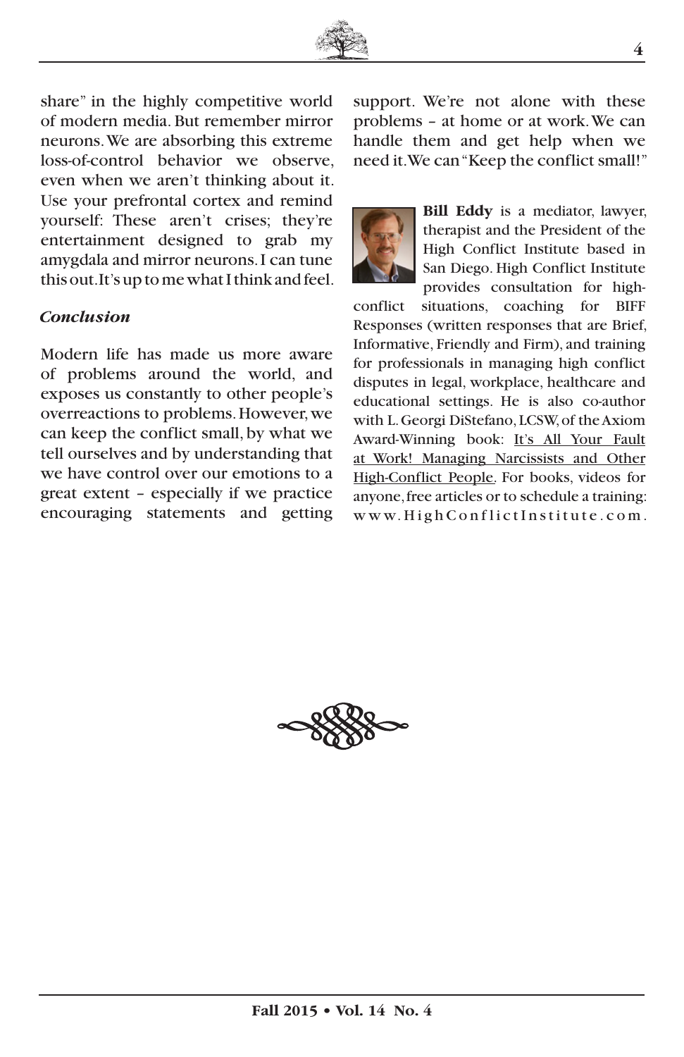share" in the highly competitive world of modern media. But remember mirror neurons. We are absorbing this extreme loss-of-control behavior we observe, even when we aren't thinking about it. Use your prefrontal cortex and remind yourself: These aren't crises; they're entertainment designed to grab my amygdala and mirror neurons. I can tune this out. It's up to me what I think and feel.

### *Conclusion*

Modern life has made us more aware of problems around the world, and exposes us constantly to other people's overreactions to problems. However, we can keep the conflict small, by what we tell ourselves and by understanding that we have control over our emotions to a great extent – especially if we practice encouraging statements and getting support. We're not alone with these problems – at home or at work. We can handle them and get help when we need it. We can "Keep the conflict small!"

**Bill Eddy** is a mediator, lawyer, therapist and the President of the High Conflict Institute based in San Diego. High Conflict Institute provides consultation for high-conflict situations, coaching for BIFF Responses (written responses that are Brief, Informative, Friendly and Firm), and training for professionals in managing high conflict disputes in legal, workplace, healthcare and educational settings. He is also co-author with L. Georgi DiStefano, LCSW, of the Axiom Award-Winning book: It's All Your Fault at Work! Managing Narcissists and Other High-Conflict People. For books, videos for anyone, free articles or to schedule a training: www.HighConflictInstitute.com.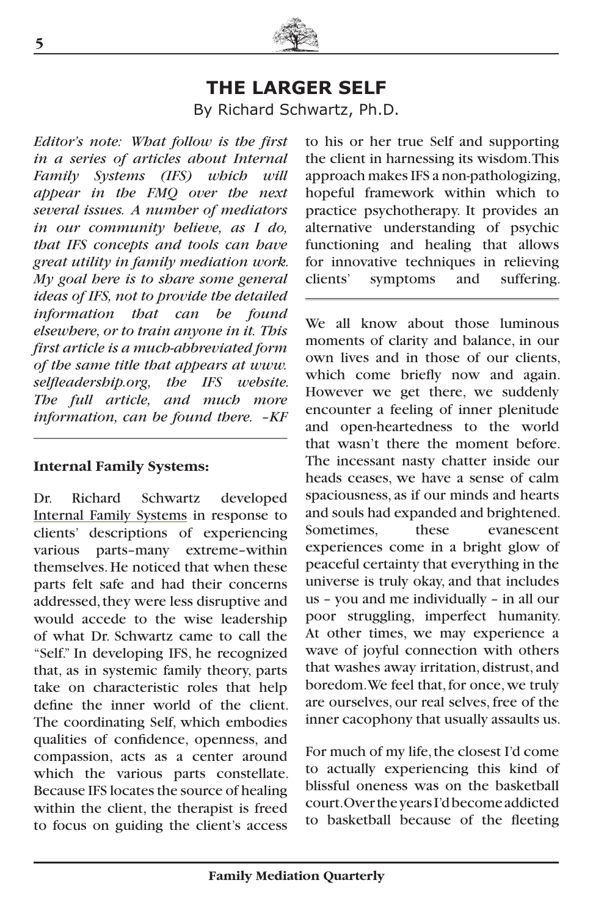# THE LARGER SELF

By Richard Schwartz, Ph.D.

*Editor's note: What follow is the first in a series of articles about Internal Family Systems (IFS) which will appear in the FMQ over the next several issues. A number of mediators in our community believe, as I do, that IFS concepts and tools can have great utility in family mediation work. My goal here is to share some general ideas of IFS, not to provide the detailed information that can be found elsewhere, or to train anyone in it. This first article is a much-abbreviated form of the same title that appears at www. selfleadership.org, the IFS website. The full article, and much more information, can be found there. –KF*

---

**Internal Family Systems:**

Dr. Richard Schwartz developed Internal Family Systems in response to clients' descriptions of experiencing various parts–many extreme–within themselves. He noticed that when these parts felt safe and had their concerns addressed, they were less disruptive and would accede to the wise leadership of what Dr. Schwartz came to call the "Self." In developing IFS, he recognized that, as in systemic family theory, parts take on characteristic roles that help define the inner world of the client. The coordinating Self, which embodies qualities of confidence, openness, and compassion, acts as a center around which the various parts constellate. Because IFS locates the source of healing within the client, the therapist is freed to focus on guiding the client's access to his or her true Self and supporting the client in harnessing its wisdom. This approach makes IFS a non-pathologizing, hopeful framework within which to practice psychotherapy. It provides an alternative understanding of psychic functioning and healing that allows for innovative techniques in relieving clients' symptoms and suffering.

---

We all know about those luminous moments of clarity and balance, in our own lives and in those of our clients, which come briefly now and again. However we get there, we suddenly encounter a feeling of inner plenitude and open-heartedness to the world that wasn't there the moment before. The incessant nasty chatter inside our heads ceases, we have a sense of calm spaciousness, as if our minds and hearts and souls had expanded and brightened. Sometimes, these evanescent experiences come in a bright glow of peaceful certainty that everything in the universe is truly okay, and that includes us – you and me individually – in all our poor struggling, imperfect humanity. At other times, we may experience a wave of joyful connection with others that washes away irritation, distrust, and boredom. We feel that, for once, we truly are ourselves, our real selves, free of the inner cacophony that usually assaults us.

For much of my life, the closest I'd come to actually experiencing this kind of blissful oneness was on the basketball court. Over the years I'd become addicted to basketball because of the fleeting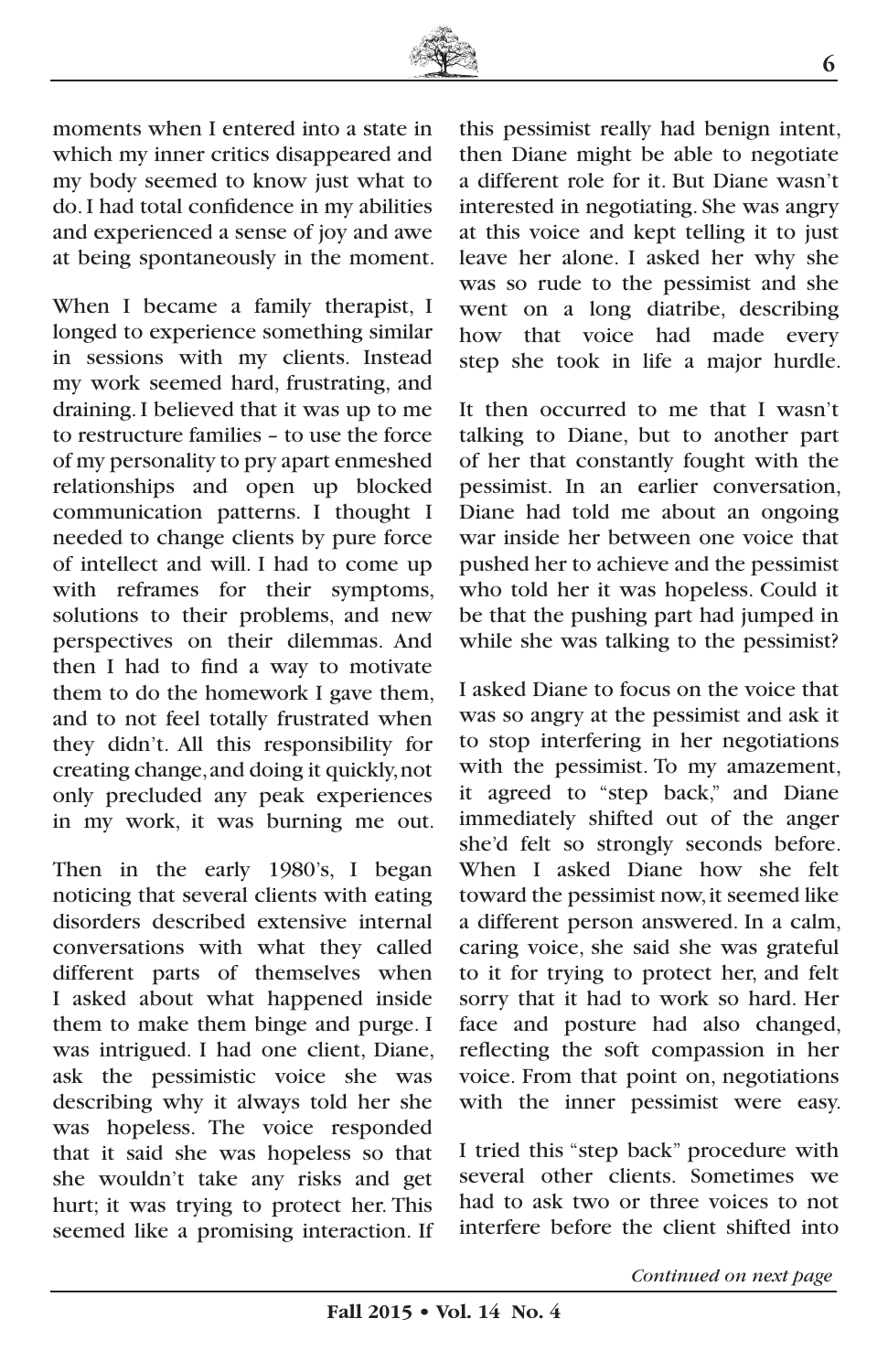moments when I entered into a state in which my inner critics disappeared and my body seemed to know just what to do. I had total confidence in my abilities and experienced a sense of joy and awe at being spontaneously in the moment.

When I became a family therapist, I longed to experience something similar in sessions with my clients. Instead my work seemed hard, frustrating, and draining. I believed that it was up to me to restructure families – to use the force of my personality to pry apart enmeshed relationships and open up blocked communication patterns. I thought I needed to change clients by pure force of intellect and will. I had to come up with reframes for their symptoms, solutions to their problems, and new perspectives on their dilemmas. And then I had to find a way to motivate them to do the homework I gave them, and to not feel totally frustrated when they didn't. All this responsibility for creating change, and doing it quickly, not only precluded any peak experiences in my work, it was burning me out.

Then in the early 1980's, I began noticing that several clients with eating disorders described extensive internal conversations with what they called different parts of themselves when I asked about what happened inside them to make them binge and purge. I was intrigued. I had one client, Diane, ask the pessimistic voice she was describing why it always told her she was hopeless. The voice responded that it said she was hopeless so that she wouldn't take any risks and get hurt; it was trying to protect her. This seemed like a promising interaction. If this pessimist really had benign intent, then Diane might be able to negotiate a different role for it. But Diane wasn't interested in negotiating. She was angry at this voice and kept telling it to just leave her alone. I asked her why she was so rude to the pessimist and she went on a long diatribe, describing how that voice had made every step she took in life a major hurdle.

It then occurred to me that I wasn't talking to Diane, but to another part of her that constantly fought with the pessimist. In an earlier conversation, Diane had told me about an ongoing war inside her between one voice that pushed her to achieve and the pessimist who told her it was hopeless. Could it be that the pushing part had jumped in while she was talking to the pessimist?

I asked Diane to focus on the voice that was so angry at the pessimist and ask it to stop interfering in her negotiations with the pessimist. To my amazement, it agreed to "step back," and Diane immediately shifted out of the anger she'd felt so strongly seconds before. When I asked Diane how she felt toward the pessimist now, it seemed like a different person answered. In a calm, caring voice, she said she was grateful to it for trying to protect her, and felt sorry that it had to work so hard. Her face and posture had also changed, reflecting the soft compassion in her voice. From that point on, negotiations with the inner pessimist were easy.

I tried this "step back" procedure with several other clients. Sometimes we had to ask two or three voices to not interfere before the client shifted into

*Continued on next page*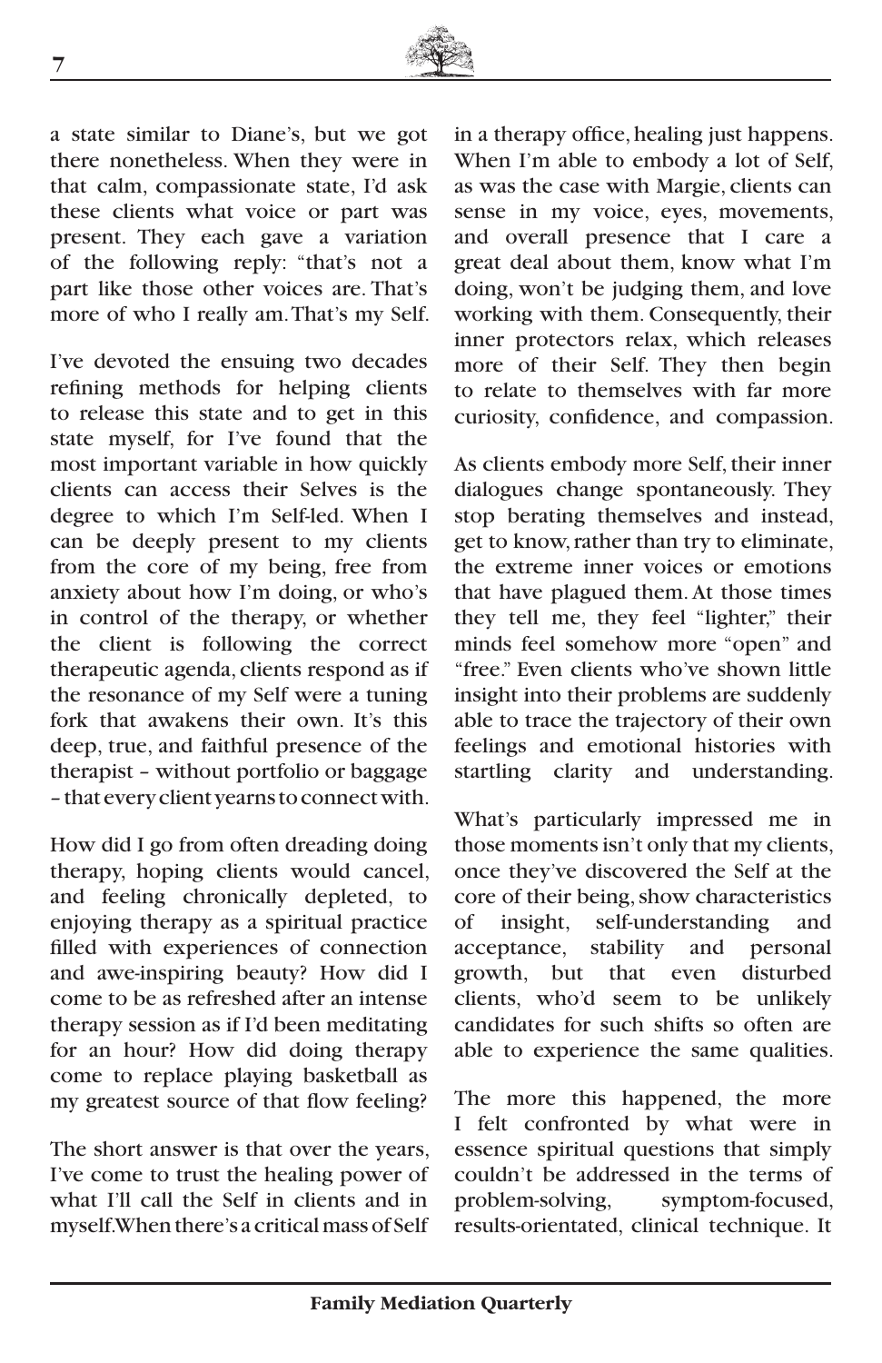a state similar to Diane's, but we got there nonetheless. When they were in that calm, compassionate state, I'd ask these clients what voice or part was present. They each gave a variation of the following reply: "that's not a part like those other voices are. That's more of who I really am. That's my Self.

I've devoted the ensuing two decades refining methods for helping clients to release this state and to get in this state myself, for I've found that the most important variable in how quickly clients can access their Selves is the degree to which I'm Self-led. When I can be deeply present to my clients from the core of my being, free from anxiety about how I'm doing, or who's in control of the therapy, or whether the client is following the correct therapeutic agenda, clients respond as if the resonance of my Self were a tuning fork that awakens their own. It's this deep, true, and faithful presence of the therapist – without portfolio or baggage – that every client yearns to connect with.

How did I go from often dreading doing therapy, hoping clients would cancel, and feeling chronically depleted, to enjoying therapy as a spiritual practice filled with experiences of connection and awe-inspiring beauty? How did I come to be as refreshed after an intense therapy session as if I'd been meditating for an hour? How did doing therapy come to replace playing basketball as my greatest source of that flow feeling?

The short answer is that over the years, I've come to trust the healing power of what I'll call the Self in clients and in myself. When there's a critical mass of Self in a therapy office, healing just happens. When I'm able to embody a lot of Self, as was the case with Margie, clients can sense in my voice, eyes, movements, and overall presence that I care a great deal about them, know what I'm doing, won't be judging them, and love working with them. Consequently, their inner protectors relax, which releases more of their Self. They then begin to relate to themselves with far more curiosity, confidence, and compassion.

As clients embody more Self, their inner dialogues change spontaneously. They stop berating themselves and instead, get to know, rather than try to eliminate, the extreme inner voices or emotions that have plagued them. At those times they tell me, they feel "lighter," their minds feel somehow more "open" and "free." Even clients who've shown little insight into their problems are suddenly able to trace the trajectory of their own feelings and emotional histories with startling clarity and understanding.

What's particularly impressed me in those moments isn't only that my clients, once they've discovered the Self at the core of their being, show characteristics of insight, self-understanding and acceptance, stability and personal growth, but that even disturbed clients, who'd seem to be unlikely candidates for such shifts so often are able to experience the same qualities.

The more this happened, the more I felt confronted by what were in essence spiritual questions that simply couldn't be addressed in the terms of problem-solving, symptom-focused, results-orientated, clinical technique. It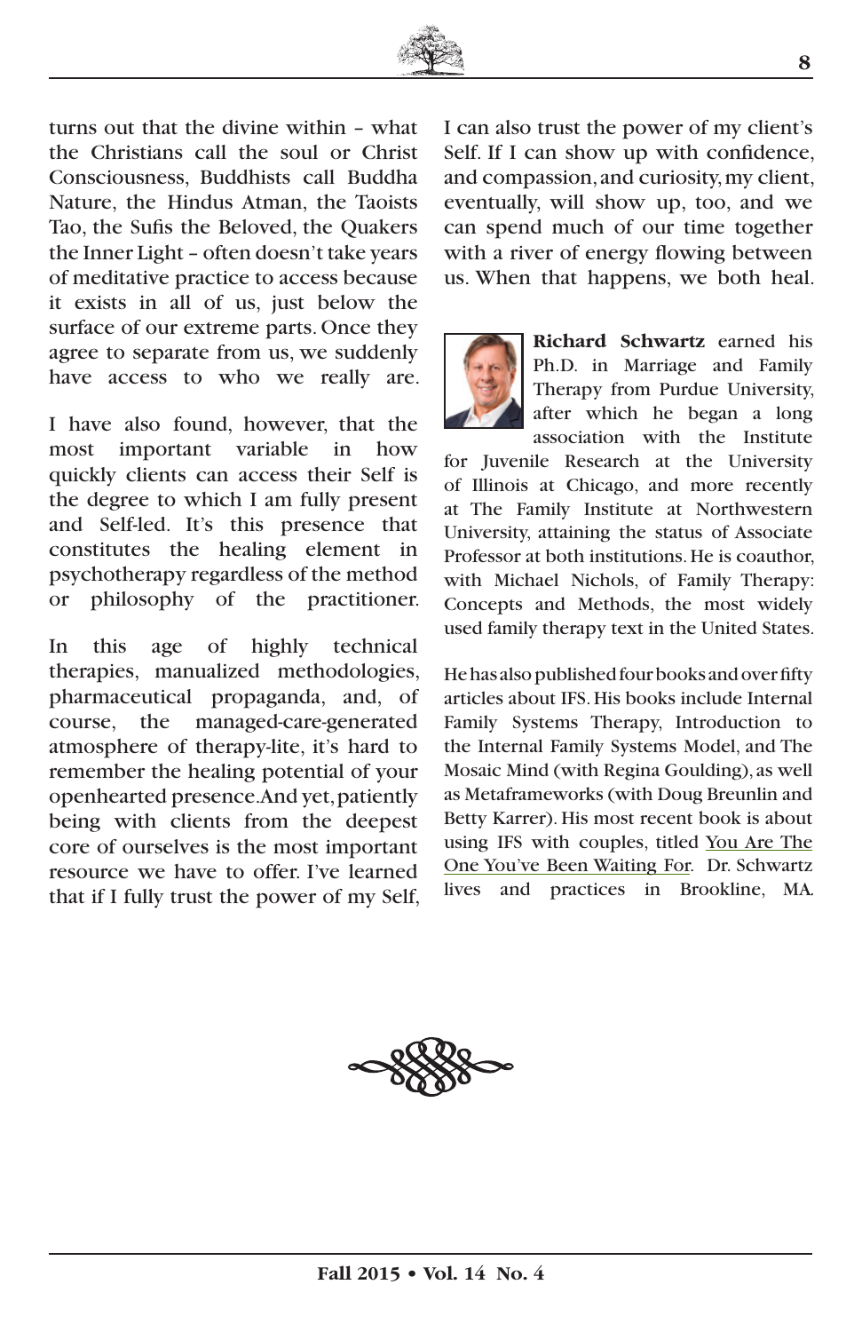turns out that the divine within – what the Christians call the soul or Christ Consciousness, Buddhists call Buddha Nature, the Hindus Atman, the Taoists Tao, the Sufis the Beloved, the Quakers the Inner Light – often doesn't take years of meditative practice to access because it exists in all of us, just below the surface of our extreme parts. Once they agree to separate from us, we suddenly have access to who we really are.

I have also found, however, that the most important variable in how quickly clients can access their Self is the degree to which I am fully present and Self-led. It's this presence that constitutes the healing element in psychotherapy regardless of the method or philosophy of the practitioner.

In this age of highly technical therapies, manualized methodologies, pharmaceutical propaganda, and, of course, the managed-care-generated atmosphere of therapy-lite, it's hard to remember the healing potential of your openhearted presence. And yet, patiently being with clients from the deepest core of ourselves is the most important resource we have to offer. I've learned that if I fully trust the power of my Self, I can also trust the power of my client's Self. If I can show up with confidence, and compassion, and curiosity, my client, eventually, will show up, too, and we can spend much of our time together with a river of energy flowing between us. When that happens, we both heal.

**Richard Schwartz** earned his Ph.D. in Marriage and Family Therapy from Purdue University, after which he began a long association with the Institute for Juvenile Research at the University of Illinois at Chicago, and more recently at The Family Institute at Northwestern University, attaining the status of Associate Professor at both institutions. He is coauthor, with Michael Nichols, of Family Therapy: Concepts and Methods, the most widely used family therapy text in the United States.

He has also published four books and over fifty articles about IFS. His books include Internal Family Systems Therapy, Introduction to the Internal Family Systems Model, and The Mosaic Mind (with Regina Goulding), as well as Metaframeworks (with Doug Breunlin and Betty Karrer). His most recent book is about using IFS with couples, titled You Are The One You've Been Waiting For. Dr. Schwartz lives and practices in Brookline, MA.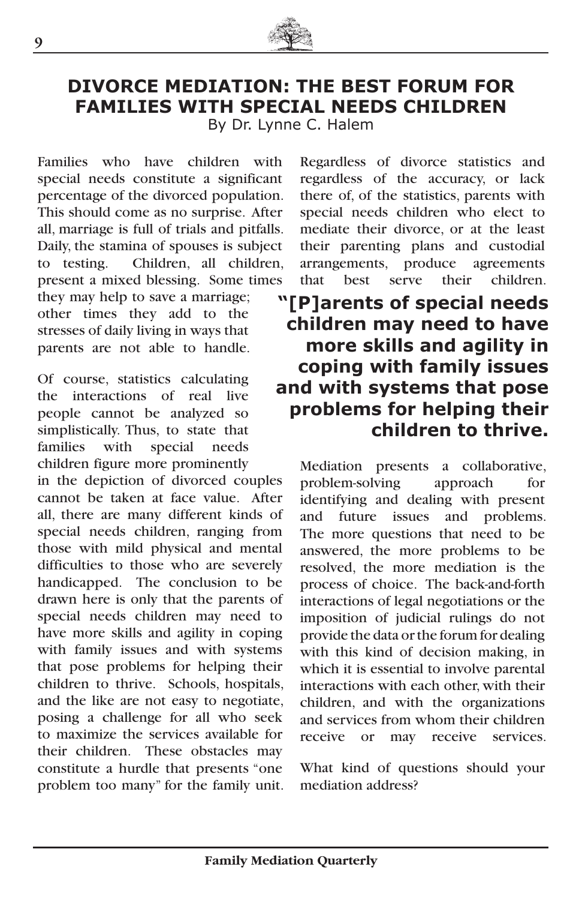# DIVORCE MEDIATION: THE BEST FORUM FOR FAMILIES WITH SPECIAL NEEDS CHILDREN

By Dr. Lynne C. Halem

Families who have children with special needs constitute a significant percentage of the divorced population. This should come as no surprise. After all, marriage is full of trials and pitfalls. Daily, the stamina of spouses is subject to testing. Children, all children, present a mixed blessing. Some times they may help to save a marriage; other times they add to the stresses of daily living in ways that parents are not able to handle.

Of course, statistics calculating the interactions of real live people cannot be analyzed so simplistically. Thus, to state that families with special needs children figure more prominently in the depiction of divorced couples cannot be taken at face value. After all, there are many different kinds of special needs children, ranging from those with mild physical and mental difficulties to those who are severely handicapped. The conclusion to be drawn here is only that the parents of special needs children may need to have more skills and agility in coping with family issues and with systems that pose problems for helping their children to thrive. Schools, hospitals, and the like are not easy to negotiate, posing a challenge for all who seek to maximize the services available for their children. These obstacles may constitute a hurdle that presents "one problem too many" for the family unit.

Regardless of divorce statistics and regardless of the accuracy, or lack there of, of the statistics, parents with special needs children who elect to mediate their divorce, or at the least their parenting plans and custodial arrangements, produce agreements that best serve their children.

**"[P]arents of special needs children may need to have more skills and agility in coping with family issues and with systems that pose problems for helping their children to thrive.**

Mediation presents a collaborative, problem-solving approach for identifying and dealing with present and future issues and problems. The more questions that need to be answered, the more problems to be resolved, the more mediation is the process of choice. The back-and-forth interactions of legal negotiations or the imposition of judicial rulings do not provide the data or the forum for dealing with this kind of decision making, in which it is essential to involve parental interactions with each other, with their children, and with the organizations and services from whom their children receive or may receive services.

What kind of questions should your mediation address?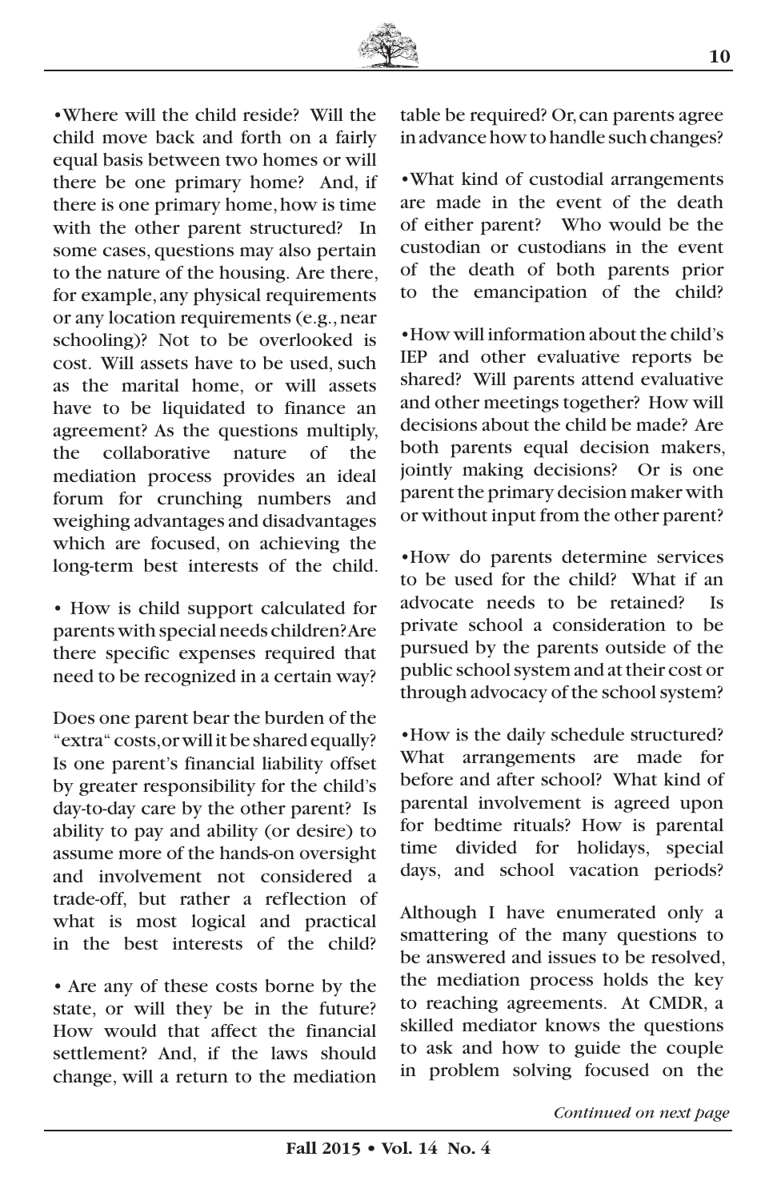•Where will the child reside? Will the child move back and forth on a fairly equal basis between two homes or will there be one primary home? And, if there is one primary home, how is time with the other parent structured? In some cases, questions may also pertain to the nature of the housing. Are there, for example, any physical requirements or any location requirements (e.g., near schooling)? Not to be overlooked is cost. Will assets have to be used, such as the marital home, or will assets have to be liquidated to finance an agreement? As the questions multiply, the collaborative nature of the mediation process provides an ideal forum for crunching numbers and weighing advantages and disadvantages which are focused, on achieving the long-term best interests of the child.

• How is child support calculated for parents with special needs children? Are there specific expenses required that need to be recognized in a certain way?

Does one parent bear the burden of the "extra" costs, or will it be shared equally? Is one parent's financial liability offset by greater responsibility for the child's day-to-day care by the other parent? Is ability to pay and ability (or desire) to assume more of the hands-on oversight and involvement not considered a trade-off, but rather a reflection of what is most logical and practical in the best interests of the child?

• Are any of these costs borne by the state, or will they be in the future? How would that affect the financial settlement? And, if the laws should change, will a return to the mediation table be required? Or, can parents agree in advance how to handle such changes?

•What kind of custodial arrangements are made in the event of the death of either parent? Who would be the custodian or custodians in the event of the death of both parents prior to the emancipation of the child?

•How will information about the child's IEP and other evaluative reports be shared? Will parents attend evaluative and other meetings together? How will decisions about the child be made? Are both parents equal decision makers, jointly making decisions? Or is one parent the primary decision maker with or without input from the other parent?

•How do parents determine services to be used for the child? What if an advocate needs to be retained? Is private school a consideration to be pursued by the parents outside of the public school system and at their cost or through advocacy of the school system?

•How is the daily schedule structured? What arrangements are made for before and after school? What kind of parental involvement is agreed upon for bedtime rituals? How is parental time divided for holidays, special days, and school vacation periods?

Although I have enumerated only a smattering of the many questions to be answered and issues to be resolved, the mediation process holds the key to reaching agreements. At CMDR, a skilled mediator knows the questions to ask and how to guide the couple in problem solving focused on the

*Continued on next page*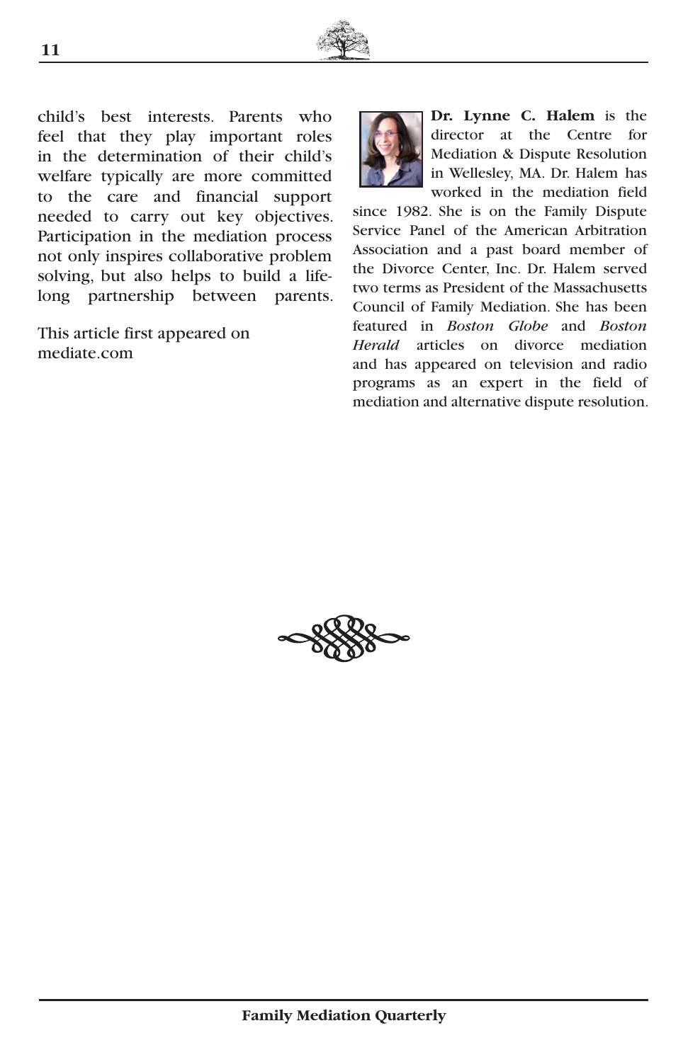child's best interests. Parents who feel that they play important roles in the determination of their child's welfare typically are more committed to the care and financial support needed to carry out key objectives. Participation in the mediation process not only inspires collaborative problem solving, but also helps to build a life-long partnership between parents.

This article first appeared on mediate.com

**Dr. Lynne C. Halem** is the director at the Centre for Mediation & Dispute Resolution in Wellesley, MA. Dr. Halem has worked in the mediation field since 1982. She is on the Family Dispute Service Panel of the American Arbitration Association and a past board member of the Divorce Center, Inc. Dr. Halem served two terms as President of the Massachusetts Council of Family Mediation. She has been featured in *Boston Globe* and *Boston Herald* articles on divorce mediation and has appeared on television and radio programs as an expert in the field of mediation and alternative dispute resolution.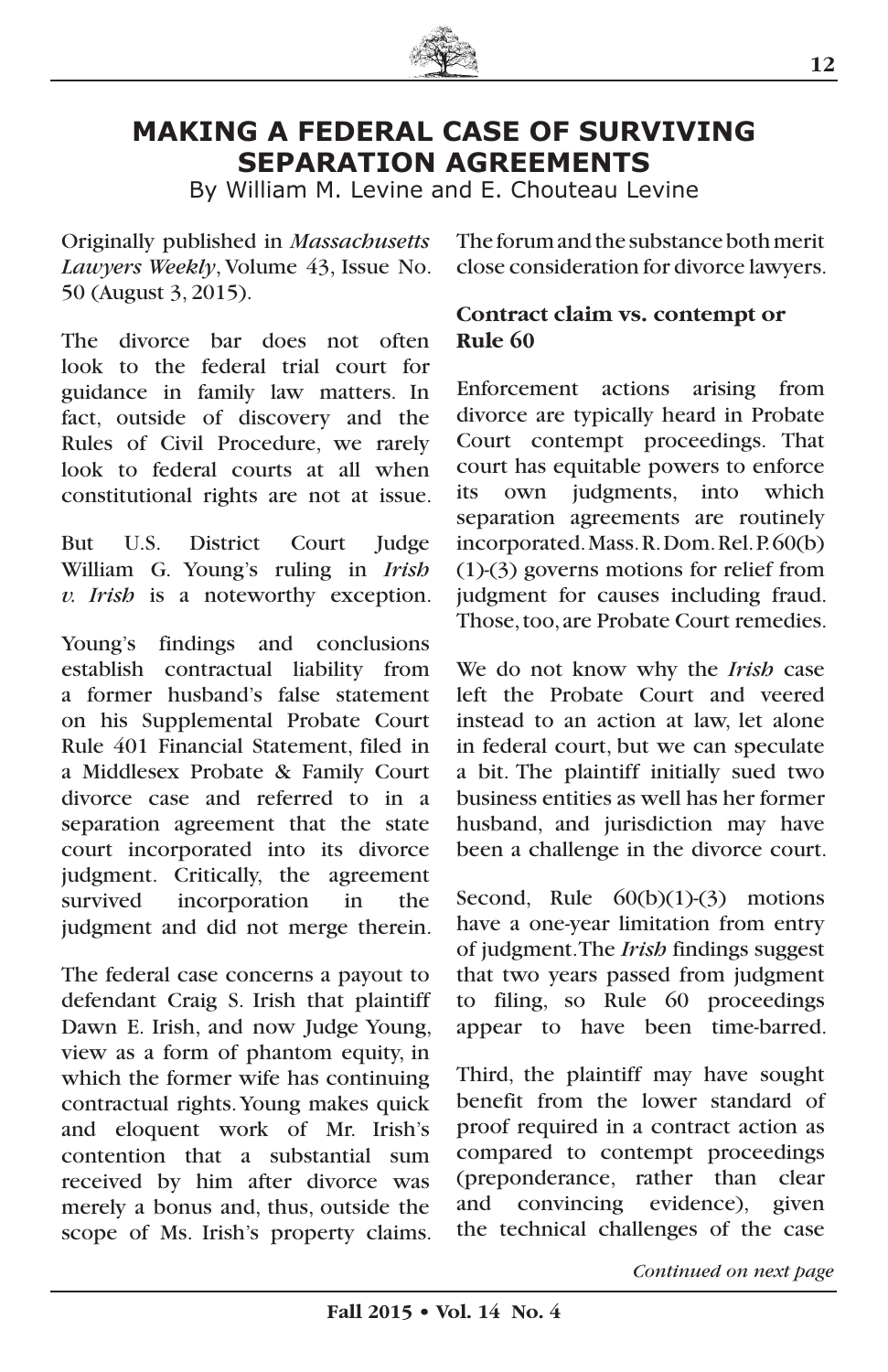# MAKING A FEDERAL CASE OF SURVIVING SEPARATION AGREEMENTS

By William M. Levine and E. Chouteau Levine

Originally published in *Massachusetts Lawyers Weekly*, Volume 43, Issue No. 50 (August 3, 2015).

The divorce bar does not often look to the federal trial court for guidance in family law matters. In fact, outside of discovery and the Rules of Civil Procedure, we rarely look to federal courts at all when constitutional rights are not at issue.

But U.S. District Court Judge William G. Young's ruling in *Irish v. Irish* is a noteworthy exception.

Young's findings and conclusions establish contractual liability from a former husband's false statement on his Supplemental Probate Court Rule 401 Financial Statement, filed in a Middlesex Probate & Family Court divorce case and referred to in a separation agreement that the state court incorporated into its divorce judgment. Critically, the agreement survived incorporation in the judgment and did not merge therein.

The federal case concerns a payout to defendant Craig S. Irish that plaintiff Dawn E. Irish, and now Judge Young, view as a form of phantom equity, in which the former wife has continuing contractual rights. Young makes quick and eloquent work of Mr. Irish's contention that a substantial sum received by him after divorce was merely a bonus and, thus, outside the scope of Ms. Irish's property claims. The forum and the substance both merit close consideration for divorce lawyers.

**Contract claim vs. contempt or Rule 60**

Enforcement actions arising from divorce are typically heard in Probate Court contempt proceedings. That court has equitable powers to enforce its own judgments, into which separation agreements are routinely incorporated. Mass. R. Dom. Rel. P. 60(b)(1)-(3) governs motions for relief from judgment for causes including fraud. Those, too, are Probate Court remedies.

We do not know why the *Irish* case left the Probate Court and veered instead to an action at law, let alone in federal court, but we can speculate a bit. The plaintiff initially sued two business entities as well has her former husband, and jurisdiction may have been a challenge in the divorce court.

Second, Rule 60(b)(1)-(3) motions have a one-year limitation from entry of judgment. The *Irish* findings suggest that two years passed from judgment to filing, so Rule 60 proceedings appear to have been time-barred.

Third, the plaintiff may have sought benefit from the lower standard of proof required in a contract action as compared to contempt proceedings (preponderance, rather than clear and convincing evidence), given the technical challenges of the case

*Continued on next page*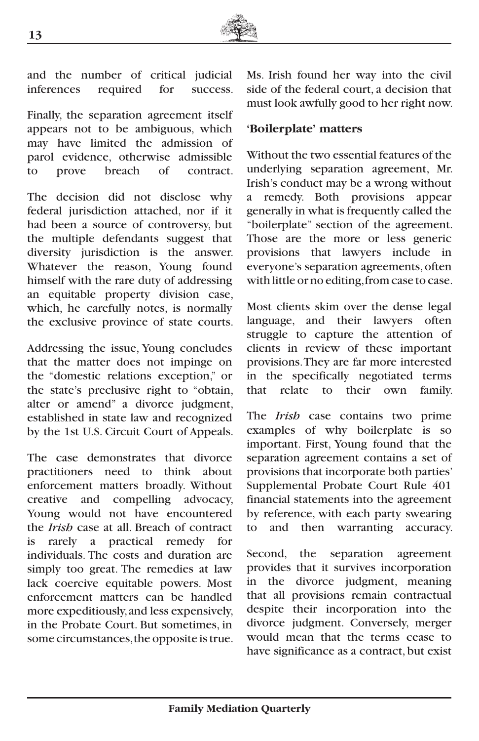and the number of critical judicial inferences required for success.

Finally, the separation agreement itself appears not to be ambiguous, which may have limited the admission of parol evidence, otherwise admissible to prove breach of contract.

The decision did not disclose why federal jurisdiction attached, nor if it had been a source of controversy, but the multiple defendants suggest that diversity jurisdiction is the answer. Whatever the reason, Young found himself with the rare duty of addressing an equitable property division case, which, he carefully notes, is normally the exclusive province of state courts.

Addressing the issue, Young concludes that the matter does not impinge on the "domestic relations exception," or the state's preclusive right to "obtain, alter or amend" a divorce judgment, established in state law and recognized by the 1st U.S. Circuit Court of Appeals.

The case demonstrates that divorce practitioners need to think about enforcement matters broadly. Without creative and compelling advocacy, Young would not have encountered the *Irish* case at all. Breach of contract is rarely a practical remedy for individuals. The costs and duration are simply too great. The remedies at law lack coercive equitable powers. Most enforcement matters can be handled more expeditiously, and less expensively, in the Probate Court. But sometimes, in some circumstances, the opposite is true. Ms. Irish found her way into the civil side of the federal court, a decision that must look awfully good to her right now.

## 'Boilerplate' matters

Without the two essential features of the underlying separation agreement, Mr. Irish's conduct may be a wrong without a remedy. Both provisions appear generally in what is frequently called the "boilerplate" section of the agreement. Those are the more or less generic provisions that lawyers include in everyone's separation agreements, often with little or no editing, from case to case.

Most clients skim over the dense legal language, and their lawyers often struggle to capture the attention of clients in review of these important provisions. They are far more interested in the specifically negotiated terms that relate to their own family.

The *Irish* case contains two prime examples of why boilerplate is so important. First, Young found that the separation agreement contains a set of provisions that incorporate both parties' Supplemental Probate Court Rule 401 financial statements into the agreement by reference, with each party swearing to and then warranting accuracy.

Second, the separation agreement provides that it survives incorporation in the divorce judgment, meaning that all provisions remain contractual despite their incorporation into the divorce judgment. Conversely, merger would mean that the terms cease to have significance as a contract, but exist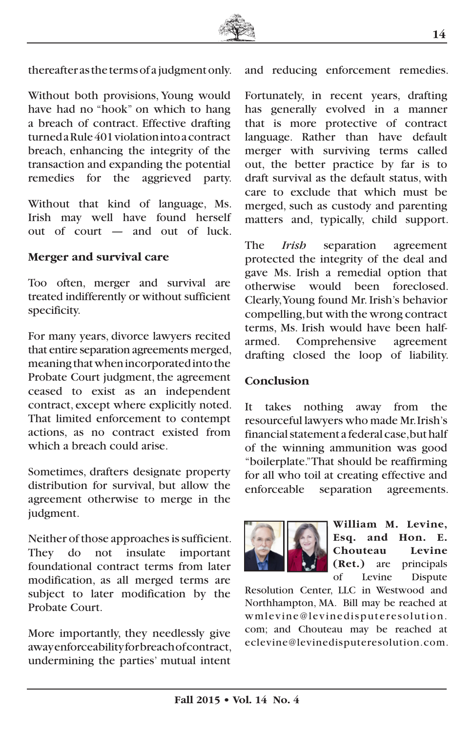thereafter as the terms of a judgment only.

Without both provisions, Young would have had no "hook" on which to hang a breach of contract. Effective drafting turned a Rule 401 violation into a contract breach, enhancing the integrity of the transaction and expanding the potential remedies for the aggrieved party.

Without that kind of language, Ms. Irish may well have found herself out of court — and out of luck.

**Merger and survival care**

Too often, merger and survival are treated indifferently or without sufficient specificity.

For many years, divorce lawyers recited that entire separation agreements merged, meaning that when incorporated into the Probate Court judgment, the agreement ceased to exist as an independent contract, except where explicitly noted. That limited enforcement to contempt actions, as no contract existed from which a breach could arise.

Sometimes, drafters designate property distribution for survival, but allow the agreement otherwise to merge in the judgment.

Neither of those approaches is sufficient. They do not insulate important foundational contract terms from later modification, as all merged terms are subject to later modification by the Probate Court.

More importantly, they needlessly give away enforceability for breach of contract, undermining the parties' mutual intent and reducing enforcement remedies.

Fortunately, in recent years, drafting has generally evolved in a manner that is more protective of contract language. Rather than have default merger with surviving terms called out, the better practice by far is to draft survival as the default status, with care to exclude that which must be merged, such as custody and parenting matters and, typically, child support.

The *Irish* separation agreement protected the integrity of the deal and gave Ms. Irish a remedial option that otherwise would been foreclosed. Clearly, Young found Mr. Irish's behavior compelling, but with the wrong contract terms, Ms. Irish would have been half-armed. Comprehensive agreement drafting closed the loop of liability.

**Conclusion**

It takes nothing away from the resourceful lawyers who made Mr. Irish's financial statement a federal case, but half of the winning ammunition was good "boilerplate." That should be reaffirming for all who toil at creating effective and enforceable separation agreements.

**William M. Levine, Esq. and Hon. E. Chouteau Levine (Ret.)** are principals of Levine Dispute Resolution Center, LLC in Westwood and Northhampton, MA. Bill may be reached at wmlevine@levinedisputeresolution.com; and Chouteau may be reached at eclevine@levinedisputeresolution.com.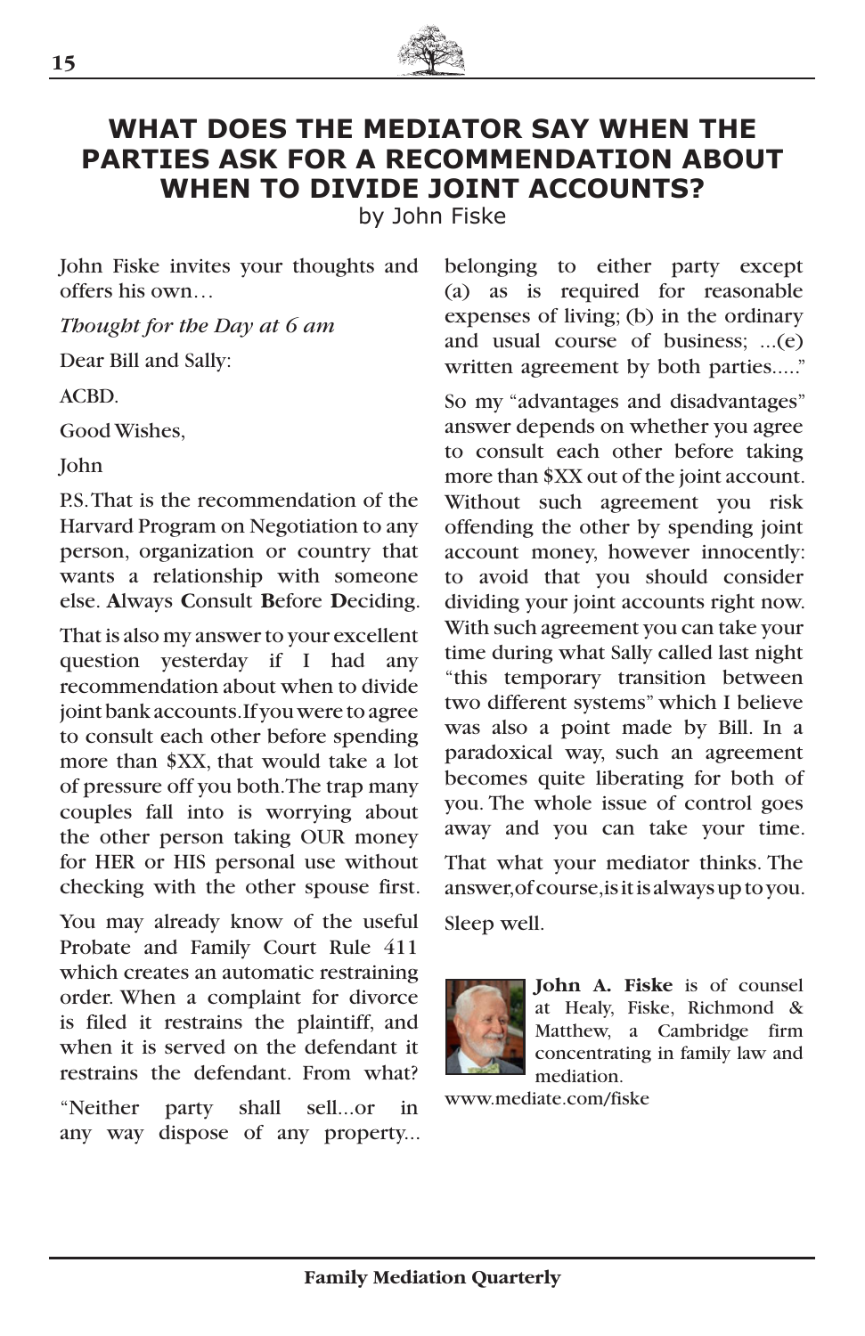# WHAT DOES THE MEDIATOR SAY WHEN THE PARTIES ASK FOR A RECOMMENDATION ABOUT WHEN TO DIVIDE JOINT ACCOUNTS?

by John Fiske

John Fiske invites your thoughts and offers his own…

*Thought for the Day at 6 am*

Dear Bill and Sally:

ACBD.

Good Wishes,

John

P.S. That is the recommendation of the Harvard Program on Negotiation to any person, organization or country that wants a relationship with someone else. **A**lways **C**onsult **B**efore **D**eciding.

That is also my answer to your excellent question yesterday if I had any recommendation about when to divide joint bank accounts. If you were to agree to consult each other before spending more than $XX, that would take a lot of pressure off you both. The trap many couples fall into is worrying about the other person taking OUR money for HER or HIS personal use without checking with the other spouse first.

You may already know of the useful Probate and Family Court Rule 411 which creates an automatic restraining order. When a complaint for divorce is filed it restrains the plaintiff, and when it is served on the defendant it restrains the defendant. From what?

"Neither party shall sell...or in any way dispose of any property... belonging to either party except (a) as is required for reasonable expenses of living; (b) in the ordinary and usual course of business; ...(e) written agreement by both parties....."

So my "advantages and disadvantages" answer depends on whether you agree to consult each other before taking more than $XX out of the joint account. Without such agreement you risk offending the other by spending joint account money, however innocently: to avoid that you should consider dividing your joint accounts right now. With such agreement you can take your time during what Sally called last night "this temporary transition between two different systems" which I believe was also a point made by Bill. In a paradoxical way, such an agreement becomes quite liberating for both of you. The whole issue of control goes away and you can take your time.

That what your mediator thinks. The answer, of course, is it is always up to you.

Sleep well.

**John A. Fiske** is of counsel at Healy, Fiske, Richmond & Matthew, a Cambridge firm concentrating in family law and mediation.

www.mediate.com/fiske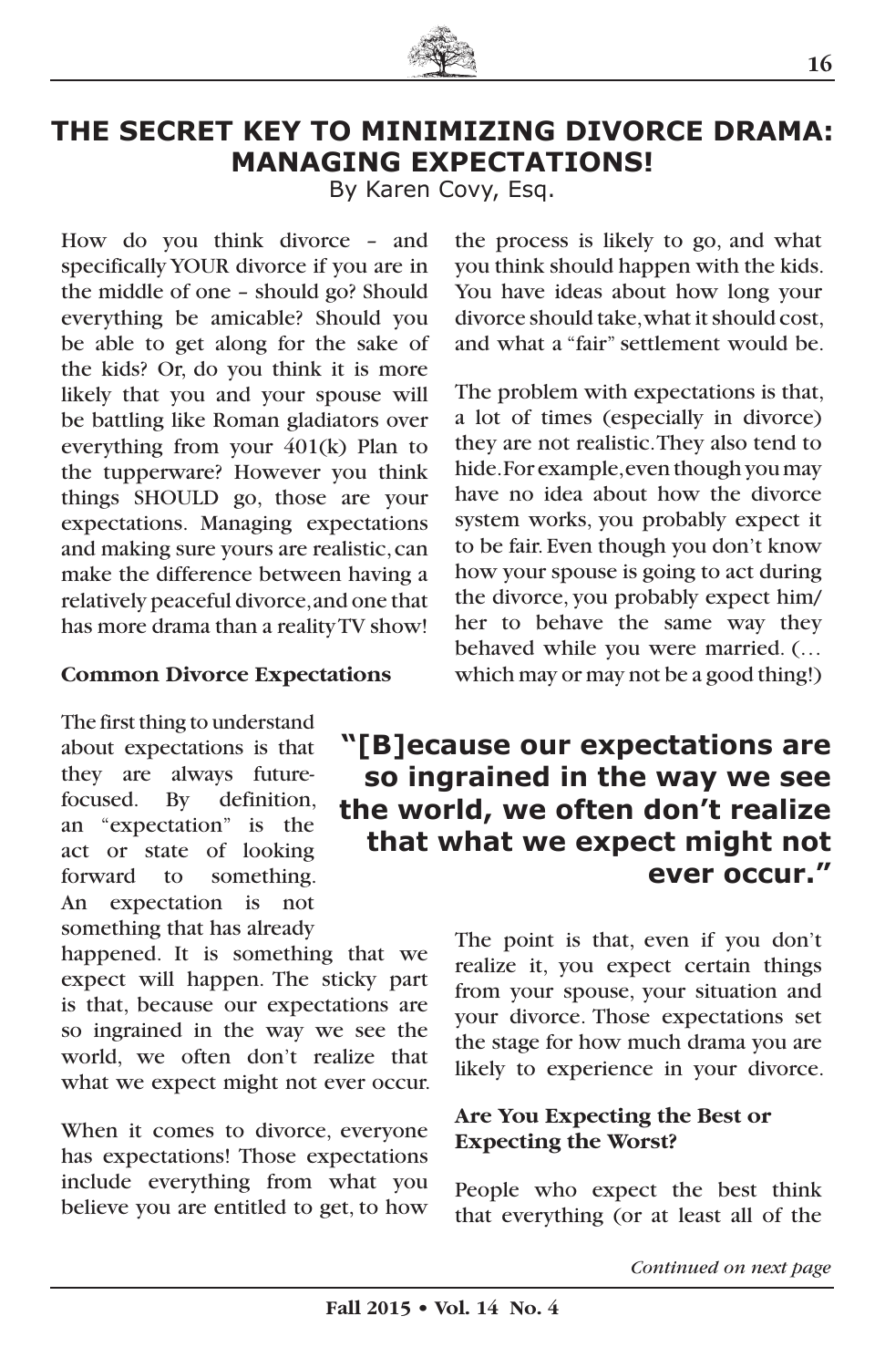# THE SECRET KEY TO MINIMIZING DIVORCE DRAMA: MANAGING EXPECTATIONS!

By Karen Covy, Esq.

How do you think divorce – and specifically YOUR divorce if you are in the middle of one – should go? Should everything be amicable? Should you be able to get along for the sake of the kids? Or, do you think it is more likely that you and your spouse will be battling like Roman gladiators over everything from your 401(k) Plan to the tupperware? However you think things SHOULD go, those are your expectations. Managing expectations and making sure yours are realistic, can make the difference between having a relatively peaceful divorce, and one that has more drama than a reality TV show!

### Common Divorce Expectations

The first thing to understand about expectations is that they are always future-focused. By definition, an "expectation" is the act or state of looking forward to something. An expectation is not something that has already happened. It is something that we expect will happen. The sticky part is that, because our expectations are so ingrained in the way we see the world, we often don't realize that what we expect might not ever occur.

When it comes to divorce, everyone has expectations! Those expectations include everything from what you believe you are entitled to get, to how the process is likely to go, and what you think should happen with the kids. You have ideas about how long your divorce should take, what it should cost, and what a "fair" settlement would be.

The problem with expectations is that, a lot of times (especially in divorce) they are not realistic. They also tend to hide. For example, even though you may have no idea about how the divorce system works, you probably expect it to be fair. Even though you don't know how your spouse is going to act during the divorce, you probably expect him/her to behave the same way they behaved while you were married. (…which may or may not be a good thing!)

> **"[B]ecause our expectations are so ingrained in the way we see the world, we often don't realize that what we expect might not ever occur."**

The point is that, even if you don't realize it, you expect certain things from your spouse, your situation and your divorce. Those expectations set the stage for how much drama you are likely to experience in your divorce.

### Are You Expecting the Best or Expecting the Worst?

People who expect the best think that everything (or at least all of the

*Continued on next page*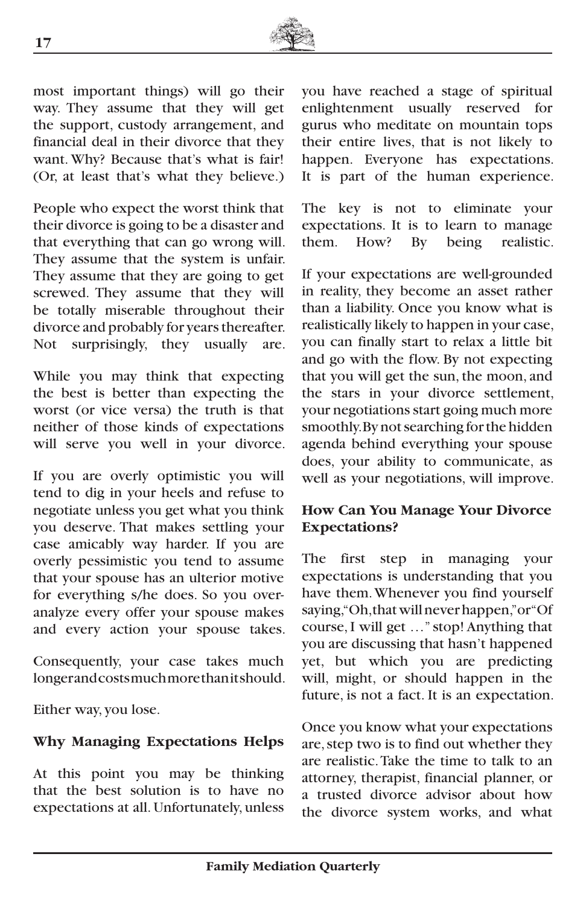most important things) will go their way. They assume that they will get the support, custody arrangement, and financial deal in their divorce that they want. Why? Because that's what is fair! (Or, at least that's what they believe.)

People who expect the worst think that their divorce is going to be a disaster and that everything that can go wrong will. They assume that the system is unfair. They assume that they are going to get screwed. They assume that they will be totally miserable throughout their divorce and probably for years thereafter. Not surprisingly, they usually are.

While you may think that expecting the best is better than expecting the worst (or vice versa) the truth is that neither of those kinds of expectations will serve you well in your divorce.

If you are overly optimistic you will tend to dig in your heels and refuse to negotiate unless you get what you think you deserve. That makes settling your case amicably way harder. If you are overly pessimistic you tend to assume that your spouse has an ulterior motive for everything s/he does. So you over-analyze every offer your spouse makes and every action your spouse takes.

Consequently, your case takes much longer and costs much more than it should.

Either way, you lose.

**Why Managing Expectations Helps**

At this point you may be thinking that the best solution is to have no expectations at all. Unfortunately, unless you have reached a stage of spiritual enlightenment usually reserved for gurus who meditate on mountain tops their entire lives, that is not likely to happen. Everyone has expectations. It is part of the human experience.

The key is not to eliminate your expectations. It is to learn to manage them. How? By being realistic.

If your expectations are well-grounded in reality, they become an asset rather than a liability. Once you know what is realistically likely to happen in your case, you can finally start to relax a little bit and go with the flow. By not expecting that you will get the sun, the moon, and the stars in your divorce settlement, your negotiations start going much more smoothly. By not searching for the hidden agenda behind everything your spouse does, your ability to communicate, as well as your negotiations, will improve.

**How Can You Manage Your Divorce Expectations?**

The first step in managing your expectations is understanding that you have them. Whenever you find yourself saying, "Oh, that will never happen," or "Of course, I will get …" stop! Anything that you are discussing that hasn't happened yet, but which you are predicting will, might, or should happen in the future, is not a fact. It is an expectation.

Once you know what your expectations are, step two is to find out whether they are realistic. Take the time to talk to an attorney, therapist, financial planner, or a trusted divorce advisor about how the divorce system works, and what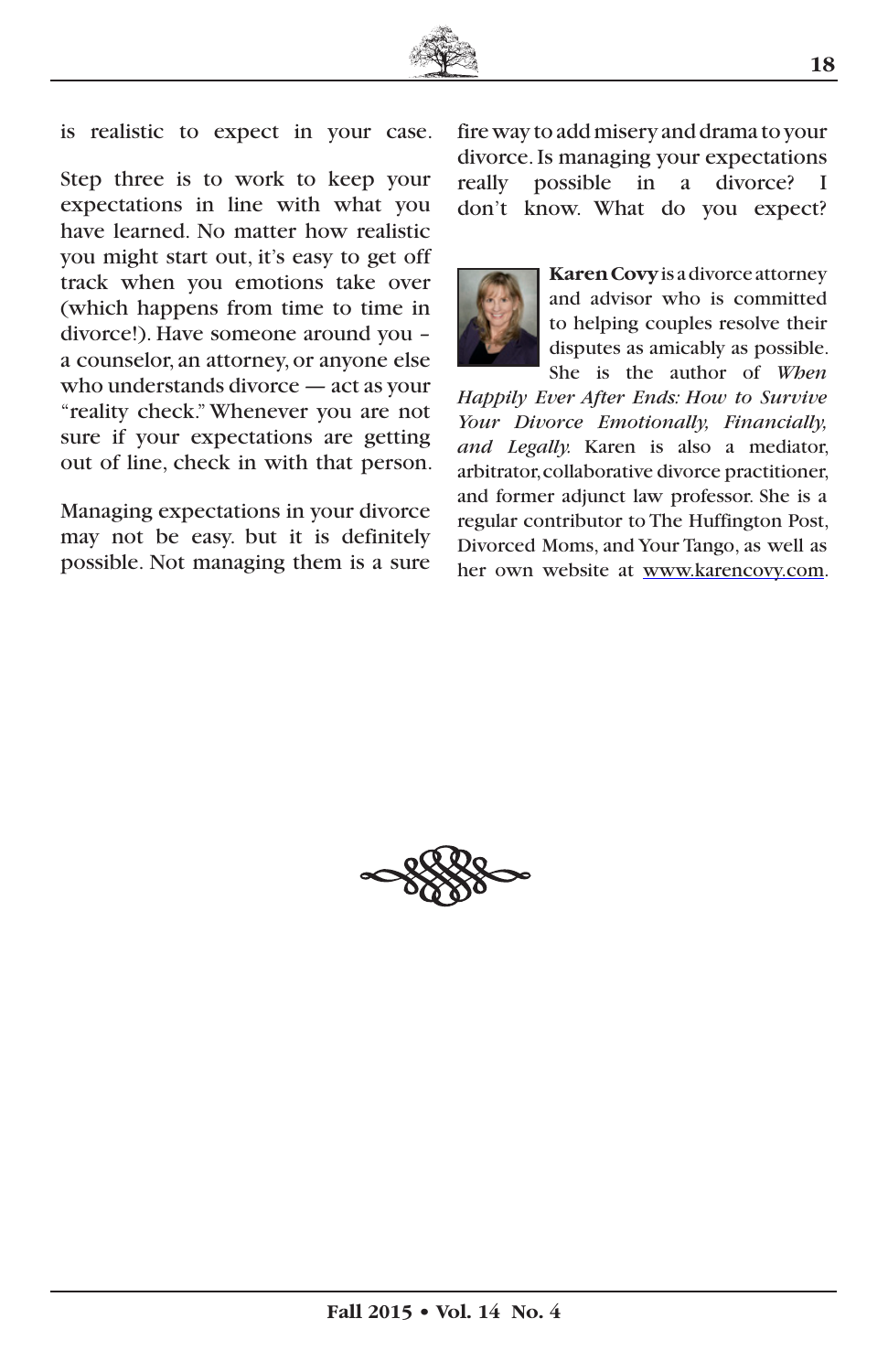is realistic to expect in your case.

Step three is to work to keep your expectations in line with what you have learned. No matter how realistic you might start out, it's easy to get off track when you emotions take over (which happens from time to time in divorce!). Have someone around you – a counselor, an attorney, or anyone else who understands divorce — act as your "reality check." Whenever you are not sure if your expectations are getting out of line, check in with that person.

Managing expectations in your divorce may not be easy. but it is definitely possible. Not managing them is a sure fire way to add misery and drama to your divorce. Is managing your expectations really possible in a divorce? I don't know. What do you expect?

**Karen Covy** is a divorce attorney and advisor who is committed to helping couples resolve their disputes as amicably as possible. She is the author of *When Happily Ever After Ends: How to Survive Your Divorce Emotionally, Financially, and Legally.* Karen is also a mediator, arbitrator, collaborative divorce practitioner, and former adjunct law professor. She is a regular contributor to The Huffington Post, Divorced Moms, and Your Tango, as well as her own website at www.karencovy.com.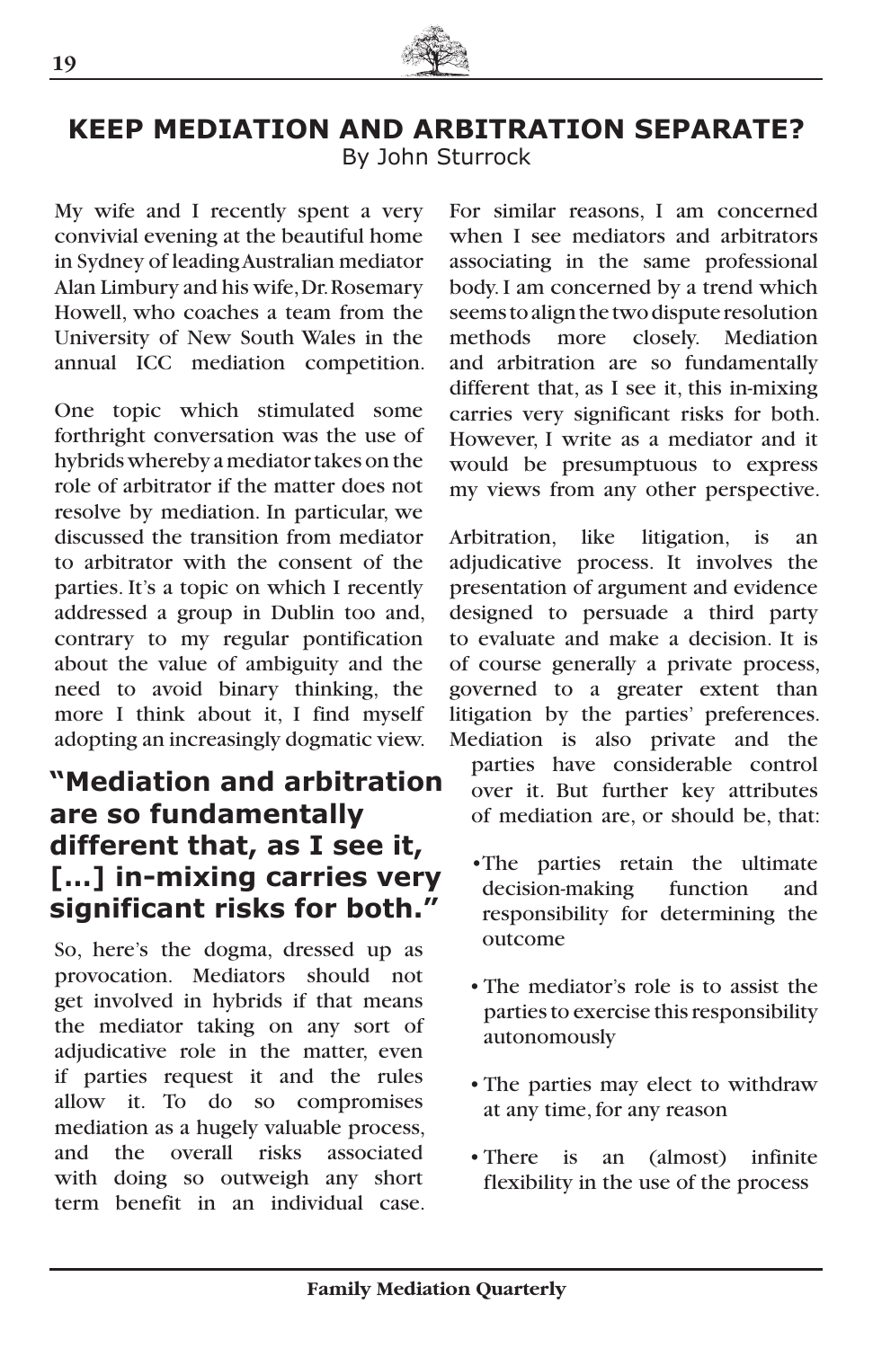## KEEP MEDIATION AND ARBITRATION SEPARATE?

By John Sturrock

My wife and I recently spent a very convivial evening at the beautiful home in Sydney of leading Australian mediator Alan Limbury and his wife, Dr. Rosemary Howell, who coaches a team from the University of New South Wales in the annual ICC mediation competition.

One topic which stimulated some forthright conversation was the use of hybrids whereby a mediator takes on the role of arbitrator if the matter does not resolve by mediation. In particular, we discussed the transition from mediator to arbitrator with the consent of the parties. It's a topic on which I recently addressed a group in Dublin too and, contrary to my regular pontification about the value of ambiguity and the need to avoid binary thinking, the more I think about it, I find myself adopting an increasingly dogmatic view.

**"Mediation and arbitration are so fundamentally different that, as I see it, [...] in-mixing carries very significant risks for both."**

So, here's the dogma, dressed up as provocation. Mediators should not get involved in hybrids if that means the mediator taking on any sort of adjudicative role in the matter, even if parties request it and the rules allow it. To do so compromises mediation as a hugely valuable process, and the overall risks associated with doing so outweigh any short term benefit in an individual case.

For similar reasons, I am concerned when I see mediators and arbitrators associating in the same professional body. I am concerned by a trend which seems to align the two dispute resolution methods more closely. Mediation and arbitration are so fundamentally different that, as I see it, this in-mixing carries very significant risks for both. However, I write as a mediator and it would be presumptuous to express my views from any other perspective.

Arbitration, like litigation, is an adjudicative process. It involves the presentation of argument and evidence designed to persuade a third party to evaluate and make a decision. It is of course generally a private process, governed to a greater extent than litigation by the parties' preferences. Mediation is also private and the parties have considerable control over it. But further key attributes of mediation are, or should be, that:

- The parties retain the ultimate decision-making function and responsibility for determining the outcome
- The mediator's role is to assist the parties to exercise this responsibility autonomously
- The parties may elect to withdraw at any time, for any reason
- There is an (almost) infinite flexibility in the use of the process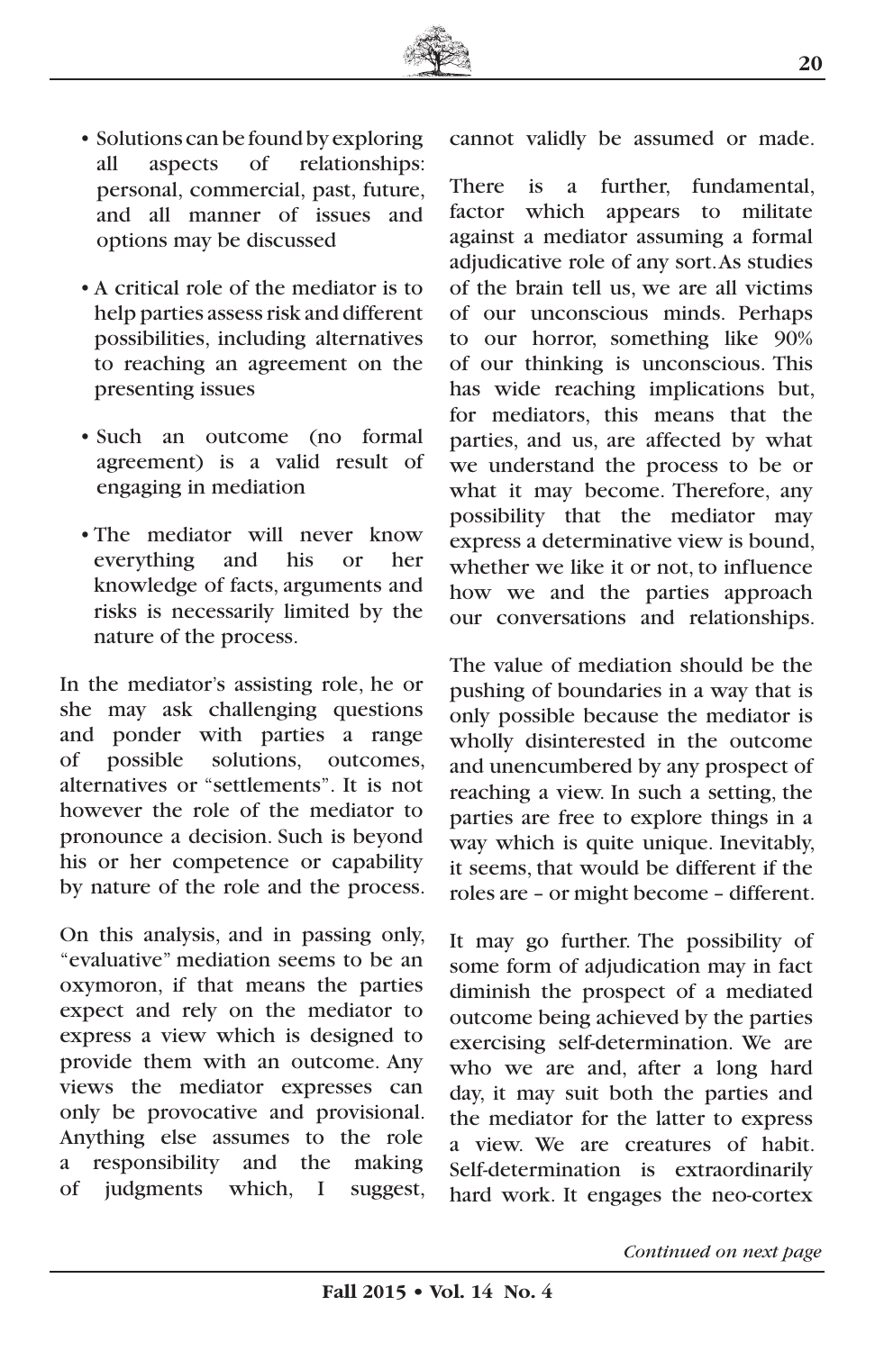- Solutions can be found by exploring all aspects of relationships: personal, commercial, past, future, and all manner of issues and options may be discussed

- A critical role of the mediator is to help parties assess risk and different possibilities, including alternatives to reaching an agreement on the presenting issues

- Such an outcome (no formal agreement) is a valid result of engaging in mediation

- The mediator will never know everything and his or her knowledge of facts, arguments and risks is necessarily limited by the nature of the process.

In the mediator's assisting role, he or she may ask challenging questions and ponder with parties a range of possible solutions, outcomes, alternatives or "settlements". It is not however the role of the mediator to pronounce a decision. Such is beyond his or her competence or capability by nature of the role and the process.

On this analysis, and in passing only, "evaluative" mediation seems to be an oxymoron, if that means the parties expect and rely on the mediator to express a view which is designed to provide them with an outcome. Any views the mediator expresses can only be provocative and provisional. Anything else assumes to the role a responsibility and the making of judgments which, I suggest, cannot validly be assumed or made.

There is a further, fundamental, factor which appears to militate against a mediator assuming a formal adjudicative role of any sort. As studies of the brain tell us, we are all victims of our unconscious minds. Perhaps to our horror, something like 90% of our thinking is unconscious. This has wide reaching implications but, for mediators, this means that the parties, and us, are affected by what we understand the process to be or what it may become. Therefore, any possibility that the mediator may express a determinative view is bound, whether we like it or not, to influence how we and the parties approach our conversations and relationships.

The value of mediation should be the pushing of boundaries in a way that is only possible because the mediator is wholly disinterested in the outcome and unencumbered by any prospect of reaching a view. In such a setting, the parties are free to explore things in a way which is quite unique. Inevitably, it seems, that would be different if the roles are – or might become – different.

It may go further. The possibility of some form of adjudication may in fact diminish the prospect of a mediated outcome being achieved by the parties exercising self-determination. We are who we are and, after a long hard day, it may suit both the parties and the mediator for the latter to express a view. We are creatures of habit. Self-determination is extraordinarily hard work. It engages the neo-cortex

*Continued on next page*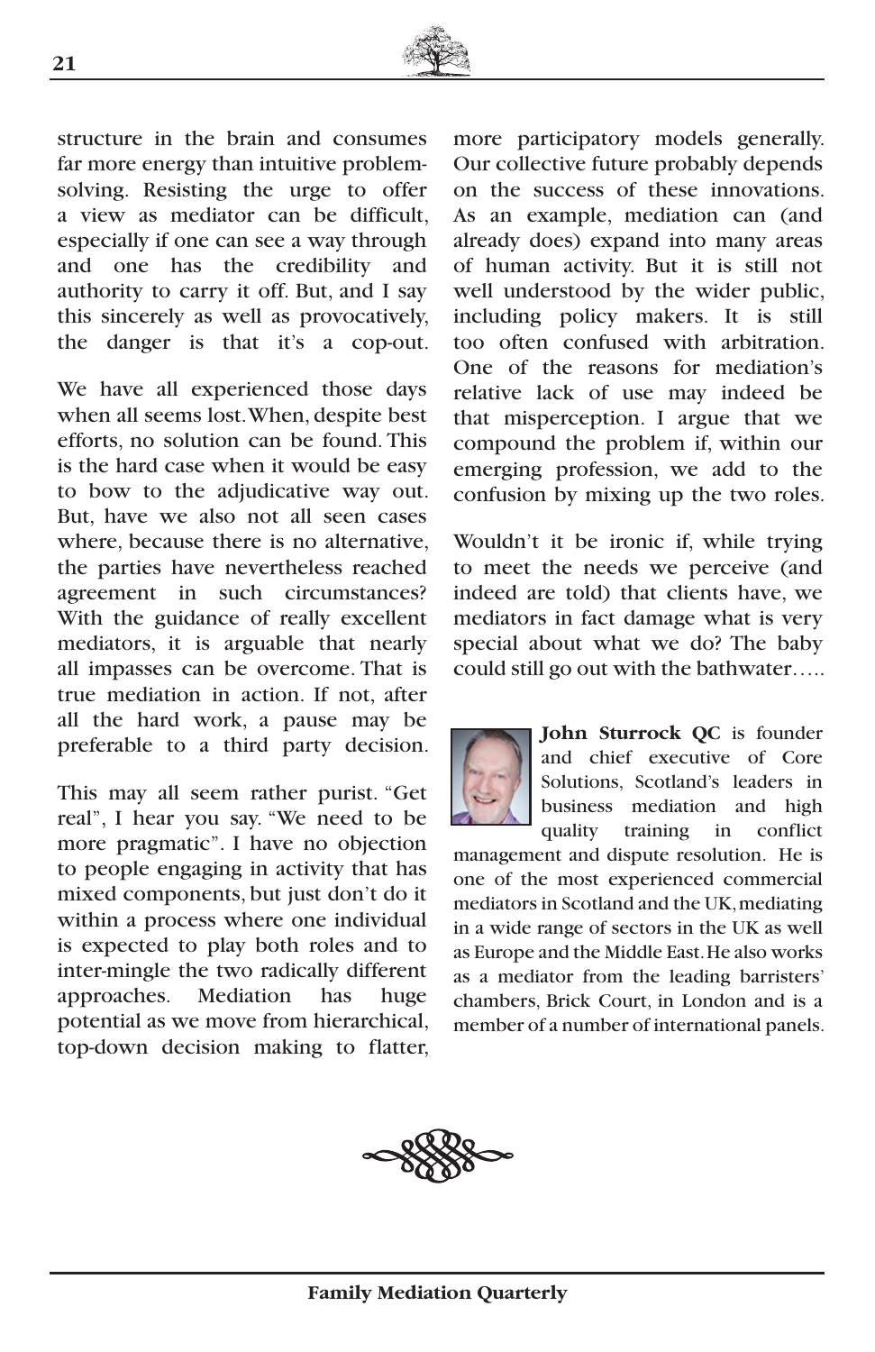structure in the brain and consumes far more energy than intuitive problem-solving. Resisting the urge to offer a view as mediator can be difficult, especially if one can see a way through and one has the credibility and authority to carry it off. But, and I say this sincerely as well as provocatively, the danger is that it's a cop-out.

We have all experienced those days when all seems lost. When, despite best efforts, no solution can be found. This is the hard case when it would be easy to bow to the adjudicative way out. But, have we also not all seen cases where, because there is no alternative, the parties have nevertheless reached agreement in such circumstances? With the guidance of really excellent mediators, it is arguable that nearly all impasses can be overcome. That is true mediation in action. If not, after all the hard work, a pause may be preferable to a third party decision.

This may all seem rather purist. "Get real", I hear you say. "We need to be more pragmatic". I have no objection to people engaging in activity that has mixed components, but just don't do it within a process where one individual is expected to play both roles and to inter-mingle the two radically different approaches. Mediation has huge potential as we move from hierarchical, top-down decision making to flatter, more participatory models generally. Our collective future probably depends on the success of these innovations. As an example, mediation can (and already does) expand into many areas of human activity. But it is still not well understood by the wider public, including policy makers. It is still too often confused with arbitration. One of the reasons for mediation's relative lack of use may indeed be that misperception. I argue that we compound the problem if, within our emerging profession, we add to the confusion by mixing up the two roles.

Wouldn't it be ironic if, while trying to meet the needs we perceive (and indeed are told) that clients have, we mediators in fact damage what is very special about what we do? The baby could still go out with the bathwater…..

**John Sturrock QC** is founder and chief executive of Core Solutions, Scotland's leaders in business mediation and high quality training in conflict management and dispute resolution. He is one of the most experienced commercial mediators in Scotland and the UK, mediating in a wide range of sectors in the UK as well as Europe and the Middle East. He also works as a mediator from the leading barristers' chambers, Brick Court, in London and is a member of a number of international panels.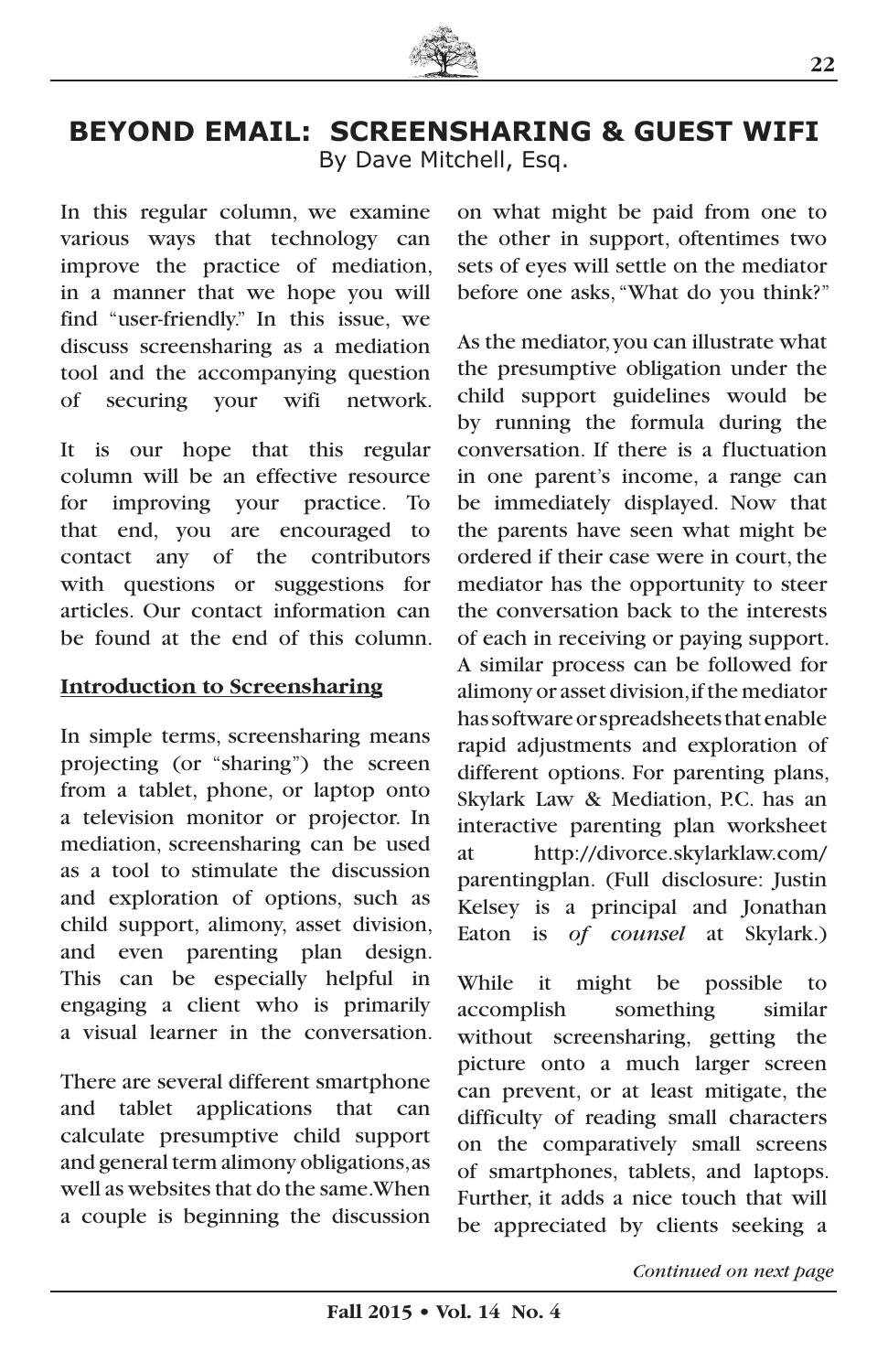# BEYOND EMAIL: SCREENSHARING & GUEST WIFI

By Dave Mitchell, Esq.

In this regular column, we examine various ways that technology can improve the practice of mediation, in a manner that we hope you will find "user-friendly." In this issue, we discuss screensharing as a mediation tool and the accompanying question of securing your wifi network.

It is our hope that this regular column will be an effective resource for improving your practice. To that end, you are encouraged to contact any of the contributors with questions or suggestions for articles. Our contact information can be found at the end of this column.

## Introduction to Screensharing

In simple terms, screensharing means projecting (or "sharing") the screen from a tablet, phone, or laptop onto a television monitor or projector. In mediation, screensharing can be used as a tool to stimulate the discussion and exploration of options, such as child support, alimony, asset division, and even parenting plan design. This can be especially helpful in engaging a client who is primarily a visual learner in the conversation.

There are several different smartphone and tablet applications that can calculate presumptive child support and general term alimony obligations, as well as websites that do the same. When a couple is beginning the discussion on what might be paid from one to the other in support, oftentimes two sets of eyes will settle on the mediator before one asks, "What do you think?"

As the mediator, you can illustrate what the presumptive obligation under the child support guidelines would be by running the formula during the conversation. If there is a fluctuation in one parent's income, a range can be immediately displayed. Now that the parents have seen what might be ordered if their case were in court, the mediator has the opportunity to steer the conversation back to the interests of each in receiving or paying support. A similar process can be followed for alimony or asset division, if the mediator has software or spreadsheets that enable rapid adjustments and exploration of different options. For parenting plans, Skylark Law & Mediation, P.C. has an interactive parenting plan worksheet at http://divorce.skylarklaw.com/parentingplan. (Full disclosure: Justin Kelsey is a principal and Jonathan Eaton is *of counsel* at Skylark.)

While it might be possible to accomplish something similar without screensharing, getting the picture onto a much larger screen can prevent, or at least mitigate, the difficulty of reading small characters on the comparatively small screens of smartphones, tablets, and laptops. Further, it adds a nice touch that will be appreciated by clients seeking a

*Continued on next page*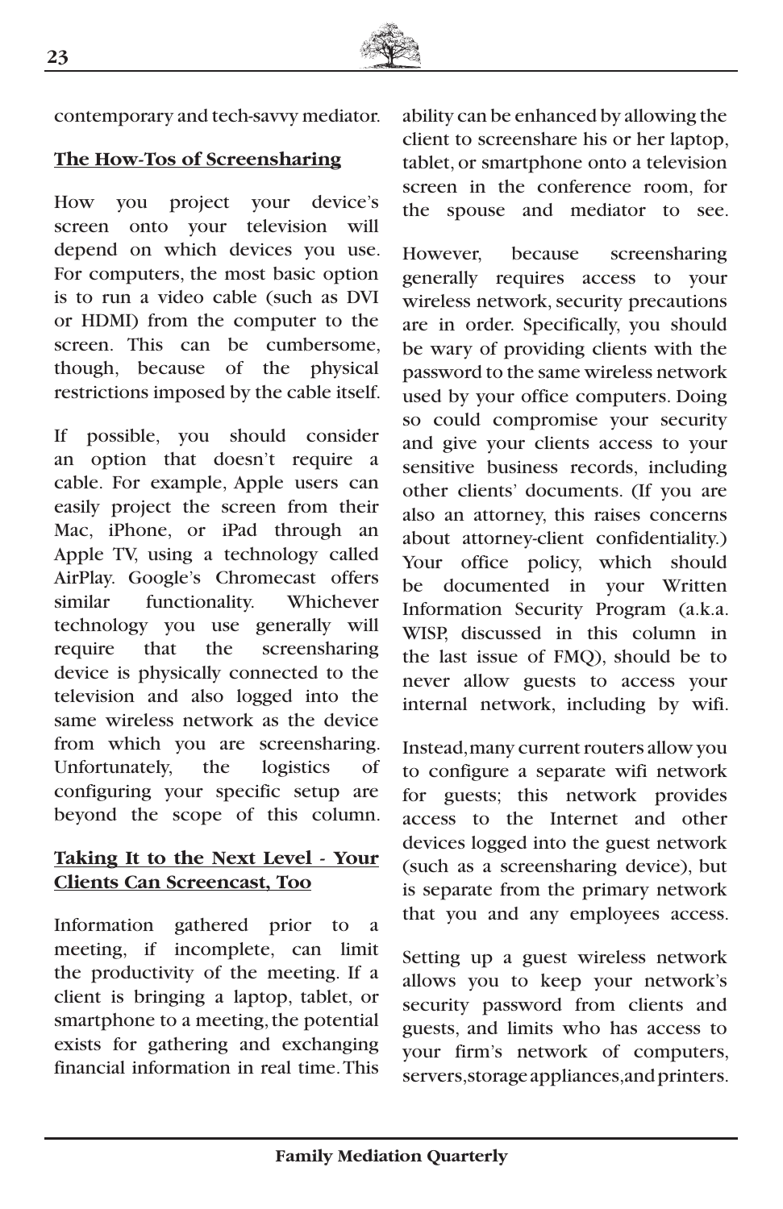contemporary and tech-savvy mediator.

**The How-Tos of Screensharing**

How you project your device's screen onto your television will depend on which devices you use. For computers, the most basic option is to run a video cable (such as DVI or HDMI) from the computer to the screen. This can be cumbersome, though, because of the physical restrictions imposed by the cable itself.

If possible, you should consider an option that doesn't require a cable. For example, Apple users can easily project the screen from their Mac, iPhone, or iPad through an Apple TV, using a technology called AirPlay. Google's Chromecast offers similar functionality. Whichever technology you use generally will require that the screensharing device is physically connected to the television and also logged into the same wireless network as the device from which you are screensharing. Unfortunately, the logistics of configuring your specific setup are beyond the scope of this column.

**Taking It to the Next Level - Your Clients Can Screencast, Too**

Information gathered prior to a meeting, if incomplete, can limit the productivity of the meeting. If a client is bringing a laptop, tablet, or smartphone to a meeting, the potential exists for gathering and exchanging financial information in real time. This ability can be enhanced by allowing the client to screenshare his or her laptop, tablet, or smartphone onto a television screen in the conference room, for the spouse and mediator to see.

However, because screensharing generally requires access to your wireless network, security precautions are in order. Specifically, you should be wary of providing clients with the password to the same wireless network used by your office computers. Doing so could compromise your security and give your clients access to your sensitive business records, including other clients' documents. (If you are also an attorney, this raises concerns about attorney-client confidentiality.) Your office policy, which should be documented in your Written Information Security Program (a.k.a. WISP, discussed in this column in the last issue of FMQ), should be to never allow guests to access your internal network, including by wifi.

Instead, many current routers allow you to configure a separate wifi network for guests; this network provides access to the Internet and other devices logged into the guest network (such as a screensharing device), but is separate from the primary network that you and any employees access.

Setting up a guest wireless network allows you to keep your network's security password from clients and guests, and limits who has access to your firm's network of computers, servers, storage appliances, and printers.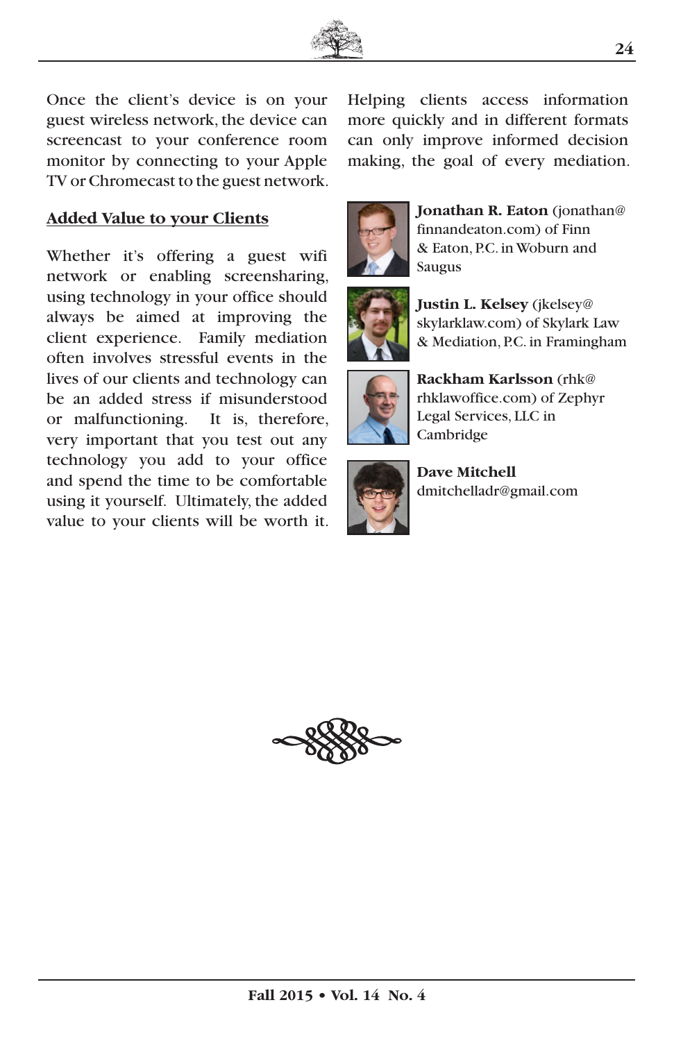Once the client's device is on your guest wireless network, the device can screencast to your conference room monitor by connecting to your Apple TV or Chromecast to the guest network.

## Added Value to your Clients

Whether it's offering a guest wifi network or enabling screensharing, using technology in your office should always be aimed at improving the client experience. Family mediation often involves stressful events in the lives of our clients and technology can be an added stress if misunderstood or malfunctioning. It is, therefore, very important that you test out any technology you add to your office and spend the time to be comfortable using it yourself. Ultimately, the added value to your clients will be worth it. Helping clients access information more quickly and in different formats can only improve informed decision making, the goal of every mediation.

**Jonathan R. Eaton** (jonathan@finnandeaton.com) of Finn & Eaton, P.C. in Woburn and Saugus

**Justin L. Kelsey** (jkelsey@skylarklaw.com) of Skylark Law & Mediation, P.C. in Framingham

**Rackham Karlsson** (rhk@rhklawoffice.com) of Zephyr Legal Services, LLC in Cambridge

**Dave Mitchell**
dmitchelladr@gmail.com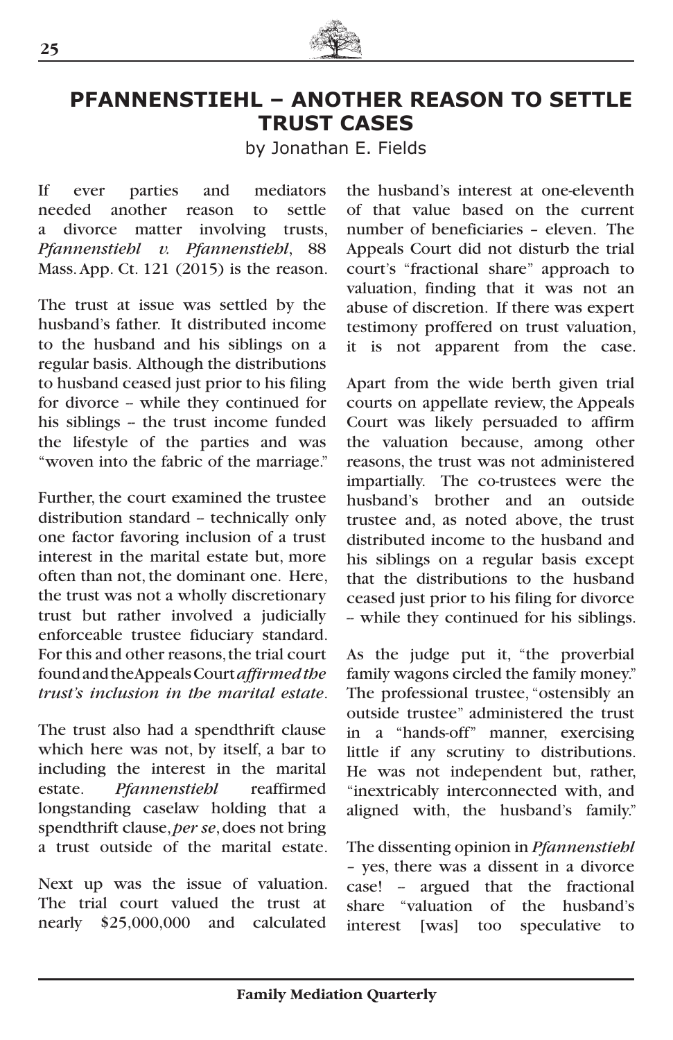# PFANNENSTIEHL – ANOTHER REASON TO SETTLE TRUST CASES

by Jonathan E. Fields

If ever parties and mediators needed another reason to settle a divorce matter involving trusts, *Pfannenstiehl v. Pfannenstiehl*, 88 Mass. App. Ct. 121 (2015) is the reason.

The trust at issue was settled by the husband's father. It distributed income to the husband and his siblings on a regular basis. Although the distributions to husband ceased just prior to his filing for divorce – while they continued for his siblings – the trust income funded the lifestyle of the parties and was "woven into the fabric of the marriage."

Further, the court examined the trustee distribution standard – technically only one factor favoring inclusion of a trust interest in the marital estate but, more often than not, the dominant one. Here, the trust was not a wholly discretionary trust but rather involved a judicially enforceable trustee fiduciary standard. For this and other reasons, the trial court found and the Appeals Court *affirmed the trust's inclusion in the marital estate*.

The trust also had a spendthrift clause which here was not, by itself, a bar to including the interest in the marital estate. *Pfannenstiehl* reaffirmed longstanding caselaw holding that a spendthrift clause, *per se*, does not bring a trust outside of the marital estate.

Next up was the issue of valuation. The trial court valued the trust at nearly $25,000,000 and calculated the husband's interest at one-eleventh of that value based on the current number of beneficiaries – eleven. The Appeals Court did not disturb the trial court's "fractional share" approach to valuation, finding that it was not an abuse of discretion. If there was expert testimony proffered on trust valuation, it is not apparent from the case.

Apart from the wide berth given trial courts on appellate review, the Appeals Court was likely persuaded to affirm the valuation because, among other reasons, the trust was not administered impartially. The co-trustees were the husband's brother and an outside trustee and, as noted above, the trust distributed income to the husband and his siblings on a regular basis except that the distributions to the husband ceased just prior to his filing for divorce – while they continued for his siblings.

As the judge put it, "the proverbial family wagons circled the family money." The professional trustee, "ostensibly an outside trustee" administered the trust in a "hands-off" manner, exercising little if any scrutiny to distributions. He was not independent but, rather, "inextricably interconnected with, and aligned with, the husband's family."

The dissenting opinion in *Pfannenstiehl* – yes, there was a dissent in a divorce case! – argued that the fractional share "valuation of the husband's interest [was] too speculative to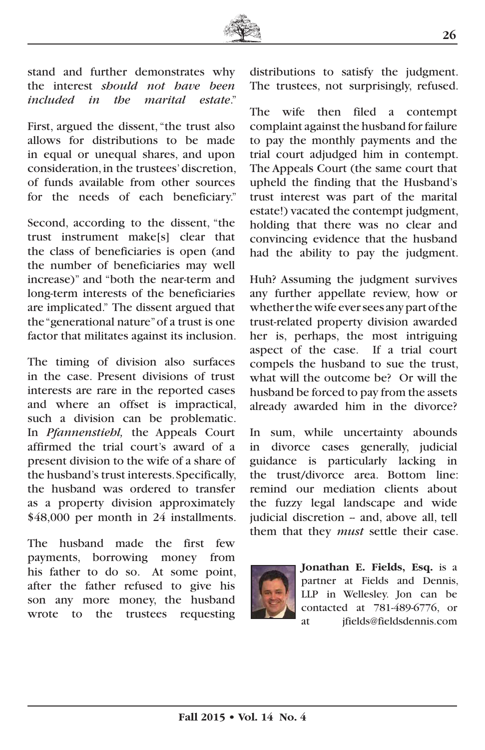stand and further demonstrates why the interest *should not have been included in the marital estate*."

First, argued the dissent, "the trust also allows for distributions to be made in equal or unequal shares, and upon consideration, in the trustees' discretion, of funds available from other sources for the needs of each beneficiary."

Second, according to the dissent, "the trust instrument make[s] clear that the class of beneficiaries is open (and the number of beneficiaries may well increase)" and "both the near-term and long-term interests of the beneficiaries are implicated." The dissent argued that the "generational nature" of a trust is one factor that militates against its inclusion.

The timing of division also surfaces in the case. Present divisions of trust interests are rare in the reported cases and where an offset is impractical, such a division can be problematic. In *Pfannenstiehl,* the Appeals Court affirmed the trial court's award of a present division to the wife of a share of the husband's trust interests. Specifically, the husband was ordered to transfer as a property division approximately $48,000 per month in 24 installments.

The husband made the first few payments, borrowing money from his father to do so. At some point, after the father refused to give his son any more money, the husband wrote to the trustees requesting distributions to satisfy the judgment. The trustees, not surprisingly, refused.

The wife then filed a contempt complaint against the husband for failure to pay the monthly payments and the trial court adjudged him in contempt. The Appeals Court (the same court that upheld the finding that the Husband's trust interest was part of the marital estate!) vacated the contempt judgment, holding that there was no clear and convincing evidence that the husband had the ability to pay the judgment.

Huh? Assuming the judgment survives any further appellate review, how or whether the wife ever sees any part of the trust-related property division awarded her is, perhaps, the most intriguing aspect of the case. If a trial court compels the husband to sue the trust, what will the outcome be? Or will the husband be forced to pay from the assets already awarded him in the divorce?

In sum, while uncertainty abounds in divorce cases generally, judicial guidance is particularly lacking in the trust/divorce area. Bottom line: remind our mediation clients about the fuzzy legal landscape and wide judicial discretion -- and, above all, tell them that they *must* settle their case.

**Jonathan E. Fields, Esq.** is a partner at Fields and Dennis, LLP in Wellesley. Jon can be contacted at 781-489-6776, or at jfields@fieldsdennis.com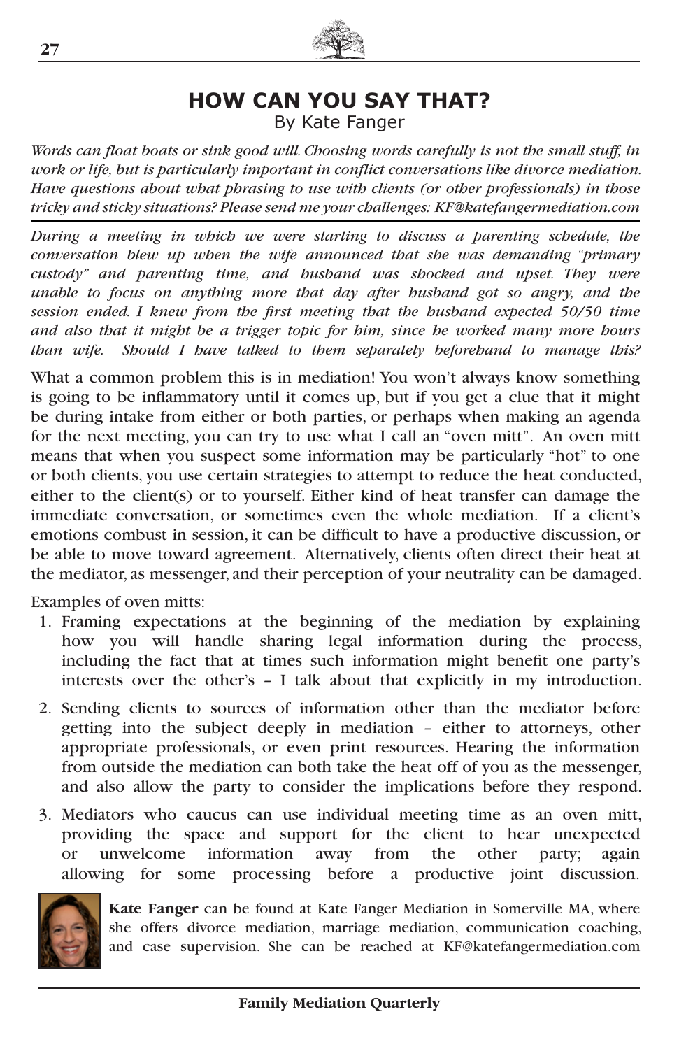# HOW CAN YOU SAY THAT?

By Kate Fanger

*Words can float boats or sink good will. Choosing words carefully is not the small stuff, in work or life, but is particularly important in conflict conversations like divorce mediation. Have questions about what phrasing to use with clients (or other professionals) in those tricky and sticky situations? Please send me your challenges: KF@katefangermediation.com*

---

*During a meeting in which we were starting to discuss a parenting schedule, the conversation blew up when the wife announced that she was demanding "primary custody" and parenting time, and husband was shocked and upset. They were unable to focus on anything more that day after husband got so angry, and the session ended. I knew from the first meeting that the husband expected 50/50 time and also that it might be a trigger topic for him, since he worked many more hours than wife. Should I have talked to them separately beforehand to manage this?*

What a common problem this is in mediation! You won't always know something is going to be inflammatory until it comes up, but if you get a clue that it might be during intake from either or both parties, or perhaps when making an agenda for the next meeting, you can try to use what I call an "oven mitt". An oven mitt means that when you suspect some information may be particularly "hot" to one or both clients, you use certain strategies to attempt to reduce the heat conducted, either to the client(s) or to yourself. Either kind of heat transfer can damage the immediate conversation, or sometimes even the whole mediation. If a client's emotions combust in session, it can be difficult to have a productive discussion, or be able to move toward agreement. Alternatively, clients often direct their heat at the mediator, as messenger, and their perception of your neutrality can be damaged.

Examples of oven mitts:

1. Framing expectations at the beginning of the mediation by explaining how you will handle sharing legal information during the process, including the fact that at times such information might benefit one party's interests over the other's – I talk about that explicitly in my introduction.
2. Sending clients to sources of information other than the mediator before getting into the subject deeply in mediation – either to attorneys, other appropriate professionals, or even print resources. Hearing the information from outside the mediation can both take the heat off of you as the messenger, and also allow the party to consider the implications before they respond.
3. Mediators who caucus can use individual meeting time as an oven mitt, providing the space and support for the client to hear unexpected or unwelcome information away from the other party; again allowing for some processing before a productive joint discussion.

**Kate Fanger** can be found at Kate Fanger Mediation in Somerville MA, where she offers divorce mediation, marriage mediation, communication coaching, and case supervision. She can be reached at KF@katefangermediation.com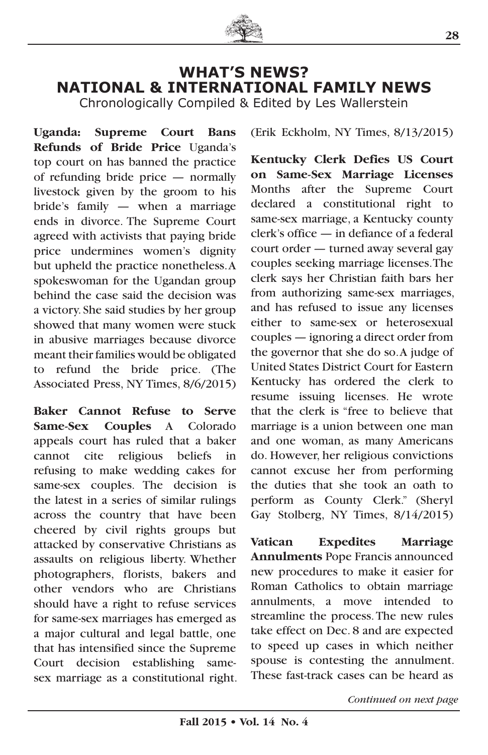# WHAT'S NEWS? NATIONAL & INTERNATIONAL FAMILY NEWS

Chronologically Compiled & Edited by Les Wallerstein

**Uganda: Supreme Court Bans Refunds of Bride Price** Uganda's top court on has banned the practice of refunding bride price — normally livestock given by the groom to his bride's family — when a marriage ends in divorce. The Supreme Court agreed with activists that paying bride price undermines women's dignity but upheld the practice nonetheless. A spokeswoman for the Ugandan group behind the case said the decision was a victory. She said studies by her group showed that many women were stuck in abusive marriages because divorce meant their families would be obligated to refund the bride price. (The Associated Press, NY Times, 8/6/2015)

**Baker Cannot Refuse to Serve Same-Sex Couples** A Colorado appeals court has ruled that a baker cannot cite religious beliefs in refusing to make wedding cakes for same-sex couples. The decision is the latest in a series of similar rulings across the country that have been cheered by civil rights groups but attacked by conservative Christians as assaults on religious liberty. Whether photographers, florists, bakers and other vendors who are Christians should have a right to refuse services for same-sex marriages has emerged as a major cultural and legal battle, one that has intensified since the Supreme Court decision establishing same-sex marriage as a constitutional right. (Erik Eckholm, NY Times, 8/13/2015)

**Kentucky Clerk Defies US Court on Same-Sex Marriage Licenses** Months after the Supreme Court declared a constitutional right to same-sex marriage, a Kentucky county clerk's office — in defiance of a federal court order — turned away several gay couples seeking marriage licenses. The clerk says her Christian faith bars her from authorizing same-sex marriages, and has refused to issue any licenses either to same-sex or heterosexual couples — ignoring a direct order from the governor that she do so. A judge of United States District Court for Eastern Kentucky has ordered the clerk to resume issuing licenses. He wrote that the clerk is "free to believe that marriage is a union between one man and one woman, as many Americans do. However, her religious convictions cannot excuse her from performing the duties that she took an oath to perform as County Clerk." (Sheryl Gay Stolberg, NY Times, 8/14/2015)

**Vatican Expedites Marriage Annulments** Pope Francis announced new procedures to make it easier for Roman Catholics to obtain marriage annulments, a move intended to streamline the process. The new rules take effect on Dec. 8 and are expected to speed up cases in which neither spouse is contesting the annulment. These fast-track cases can be heard as

*Continued on next page*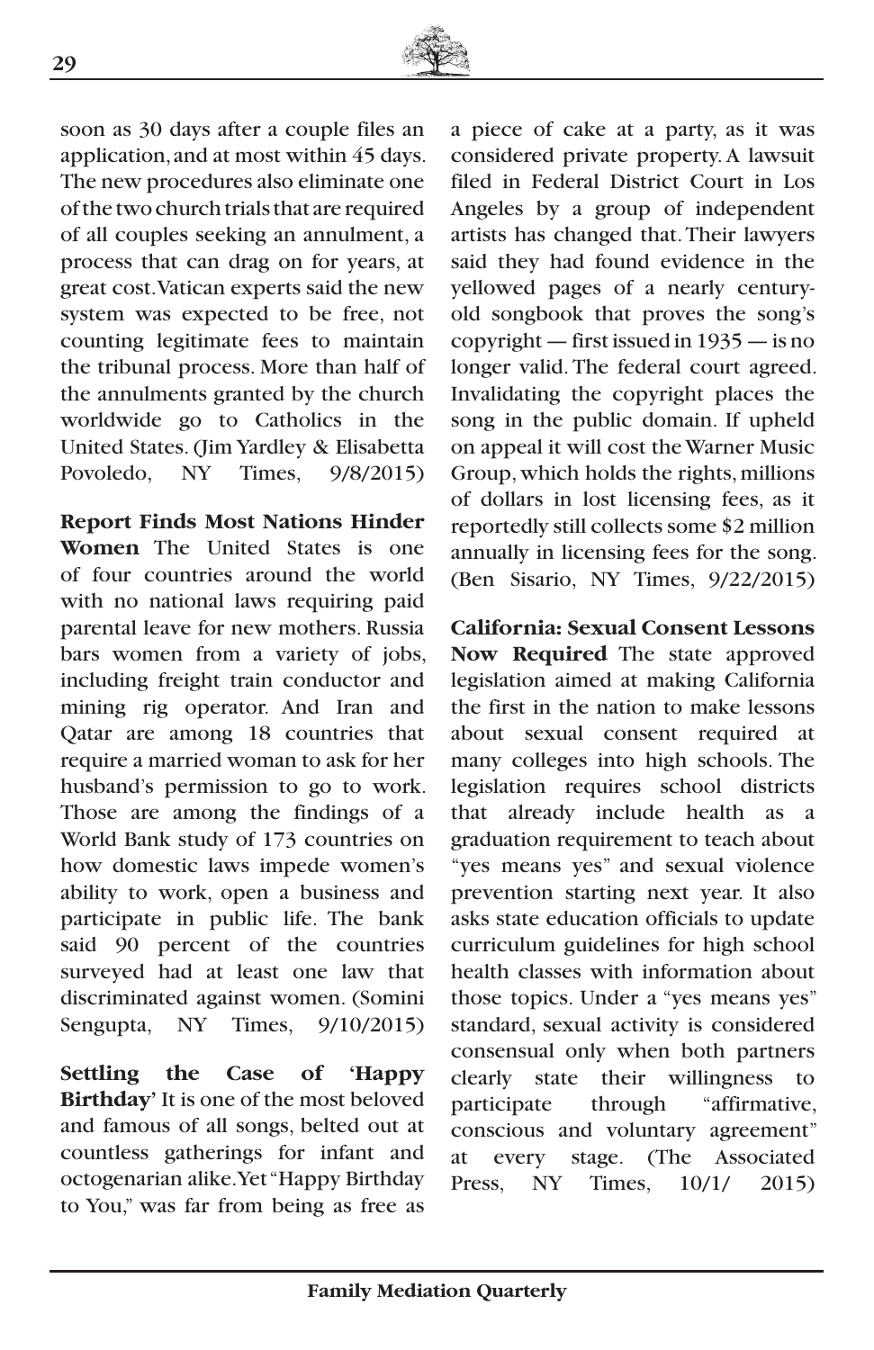soon as 30 days after a couple files an application, and at most within 45 days. The new procedures also eliminate one of the two church trials that are required of all couples seeking an annulment, a process that can drag on for years, at great cost. Vatican experts said the new system was expected to be free, not counting legitimate fees to maintain the tribunal process. More than half of the annulments granted by the church worldwide go to Catholics in the United States. (Jim Yardley & Elisabetta Povoledo, NY Times, 9/8/2015)

**Report Finds Most Nations Hinder Women** The United States is one of four countries around the world with no national laws requiring paid parental leave for new mothers. Russia bars women from a variety of jobs, including freight train conductor and mining rig operator. And Iran and Qatar are among 18 countries that require a married woman to ask for her husband's permission to go to work. Those are among the findings of a World Bank study of 173 countries on how domestic laws impede women's ability to work, open a business and participate in public life. The bank said 90 percent of the countries surveyed had at least one law that discriminated against women. (Somini Sengupta, NY Times, 9/10/2015)

**Settling the Case of 'Happy Birthday'** It is one of the most beloved and famous of all songs, belted out at countless gatherings for infant and octogenarian alike. Yet "Happy Birthday to You," was far from being as free as a piece of cake at a party, as it was considered private property. A lawsuit filed in Federal District Court in Los Angeles by a group of independent artists has changed that. Their lawyers said they had found evidence in the yellowed pages of a nearly century-old songbook that proves the song's copyright — first issued in 1935 — is no longer valid. The federal court agreed. Invalidating the copyright places the song in the public domain. If upheld on appeal it will cost the Warner Music Group, which holds the rights, millions of dollars in lost licensing fees, as it reportedly still collects some $2 million annually in licensing fees for the song. (Ben Sisario, NY Times, 9/22/2015)

**California: Sexual Consent Lessons Now Required** The state approved legislation aimed at making California the first in the nation to make lessons about sexual consent required at many colleges into high schools. The legislation requires school districts that already include health as a graduation requirement to teach about "yes means yes" and sexual violence prevention starting next year. It also asks state education officials to update curriculum guidelines for high school health classes with information about those topics. Under a "yes means yes" standard, sexual activity is considered consensual only when both partners clearly state their willingness to participate through "affirmative, conscious and voluntary agreement" at every stage. (The Associated Press, NY Times, 10/1/ 2015)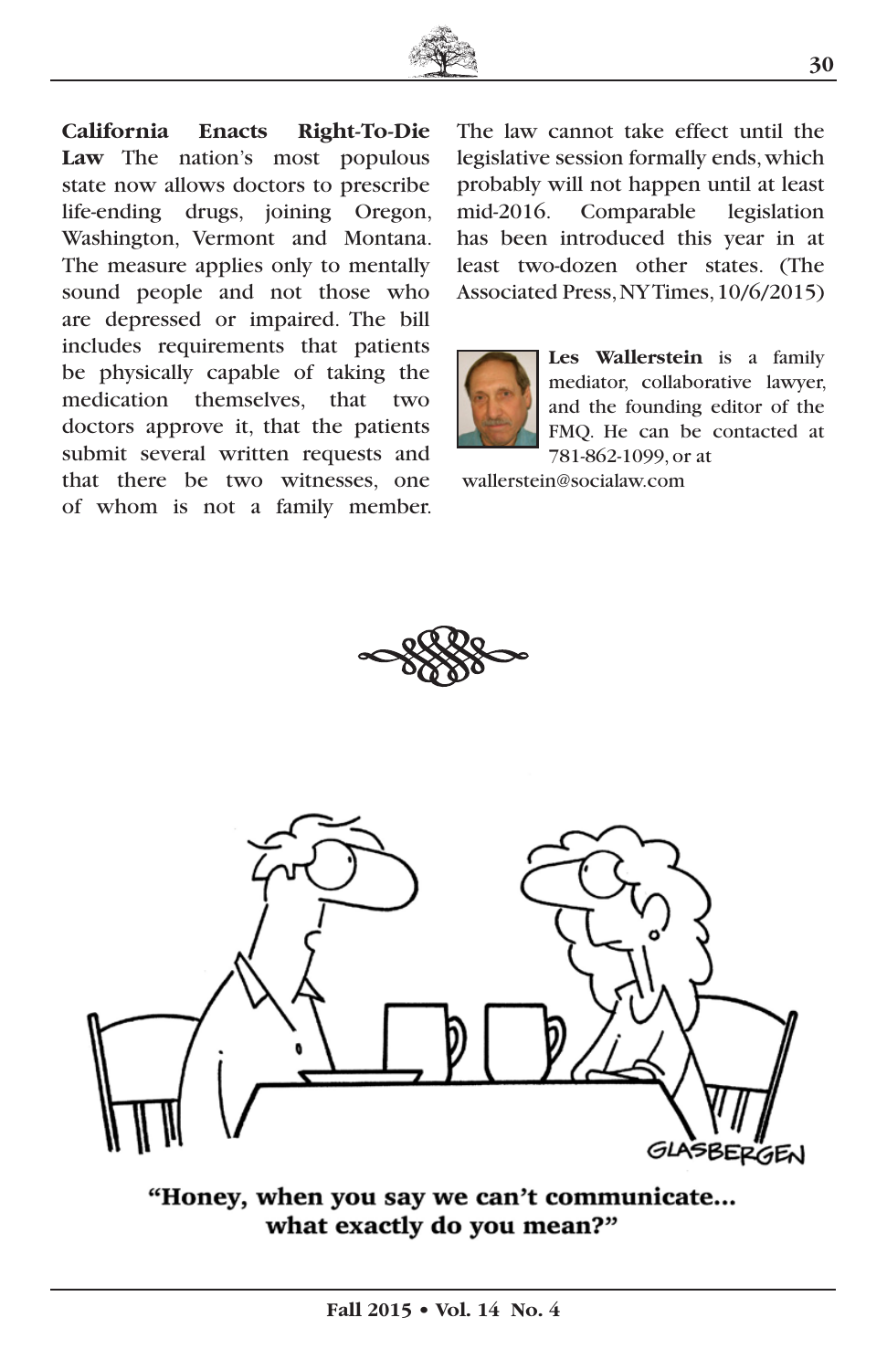**California Enacts Right-To-Die Law** The nation's most populous state now allows doctors to prescribe life-ending drugs, joining Oregon, Washington, Vermont and Montana. The measure applies only to mentally sound people and not those who are depressed or impaired. The bill includes requirements that patients be physically capable of taking the medication themselves, that two doctors approve it, that the patients submit several written requests and that there be two witnesses, one of whom is not a family member. The law cannot take effect until the legislative session formally ends, which probably will not happen until at least mid-2016. Comparable legislation has been introduced this year in at least two-dozen other states. (The Associated Press, NY Times, 10/6/2015)

**Les Wallerstein** is a family mediator, collaborative lawyer, and the founding editor of the FMQ. He can be contacted at 781-862-1099, or at wallerstein@socialaw.com

"Honey, when you say we can't communicate... what exactly do you mean?"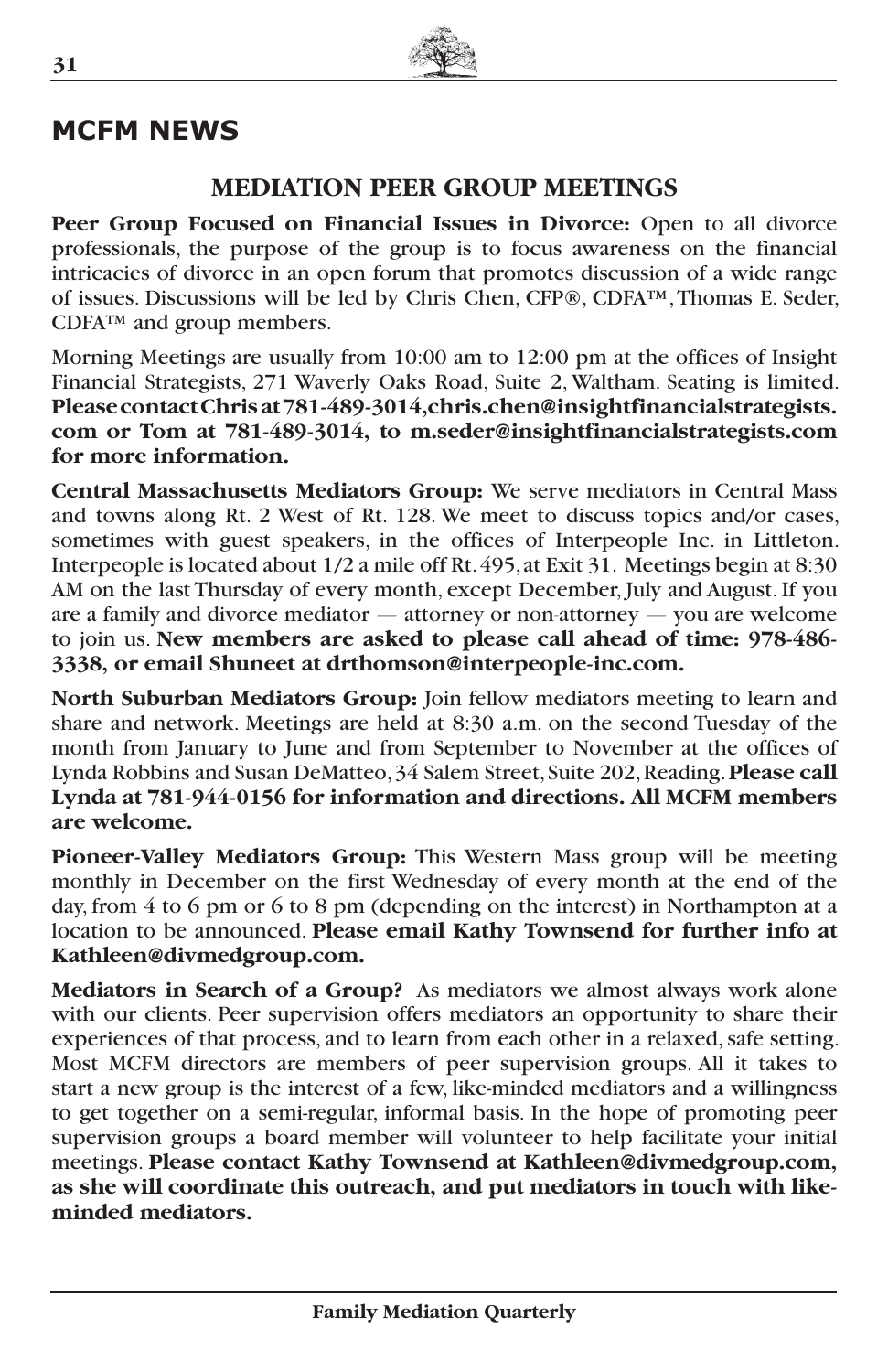## MCFM NEWS

### MEDIATION PEER GROUP MEETINGS

**Peer Group Focused on Financial Issues in Divorce:** Open to all divorce professionals, the purpose of the group is to focus awareness on the financial intricacies of divorce in an open forum that promotes discussion of a wide range of issues. Discussions will be led by Chris Chen, CFP®, CDFA™, Thomas E. Seder, CDFA™ and group members.

Morning Meetings are usually from 10:00 am to 12:00 pm at the offices of Insight Financial Strategists, 271 Waverly Oaks Road, Suite 2, Waltham. Seating is limited. **Please contact Chris at 781-489-3014, chris.chen@insightfinancialstrategists.com or Tom at 781-489-3014, to m.seder@insightfinancialstrategists.com for more information.**

**Central Massachusetts Mediators Group:** We serve mediators in Central Mass and towns along Rt. 2 West of Rt. 128. We meet to discuss topics and/or cases, sometimes with guest speakers, in the offices of Interpeople Inc. in Littleton. Interpeople is located about 1/2 a mile off Rt. 495, at Exit 31. Meetings begin at 8:30 AM on the last Thursday of every month, except December, July and August. If you are a family and divorce mediator — attorney or non-attorney — you are welcome to join us. **New members are asked to please call ahead of time: 978-486-3338, or email Shuneet at drthomson@interpeople-inc.com.**

**North Suburban Mediators Group:** Join fellow mediators meeting to learn and share and network. Meetings are held at 8:30 a.m. on the second Tuesday of the month from January to June and from September to November at the offices of Lynda Robbins and Susan DeMatteo, 34 Salem Street, Suite 202, Reading. **Please call Lynda at 781-944-0156 for information and directions. All MCFM members are welcome.**

**Pioneer-Valley Mediators Group:** This Western Mass group will be meeting monthly in December on the first Wednesday of every month at the end of the day, from 4 to 6 pm or 6 to 8 pm (depending on the interest) in Northampton at a location to be announced. **Please email Kathy Townsend for further info at Kathleen@divmedgroup.com.**

**Mediators in Search of a Group?** As mediators we almost always work alone with our clients. Peer supervision offers mediators an opportunity to share their experiences of that process, and to learn from each other in a relaxed, safe setting. Most MCFM directors are members of peer supervision groups. All it takes to start a new group is the interest of a few, like-minded mediators and a willingness to get together on a semi-regular, informal basis. In the hope of promoting peer supervision groups a board member will volunteer to help facilitate your initial meetings. **Please contact Kathy Townsend at Kathleen@divmedgroup.com, as she will coordinate this outreach, and put mediators in touch with like-minded mediators.**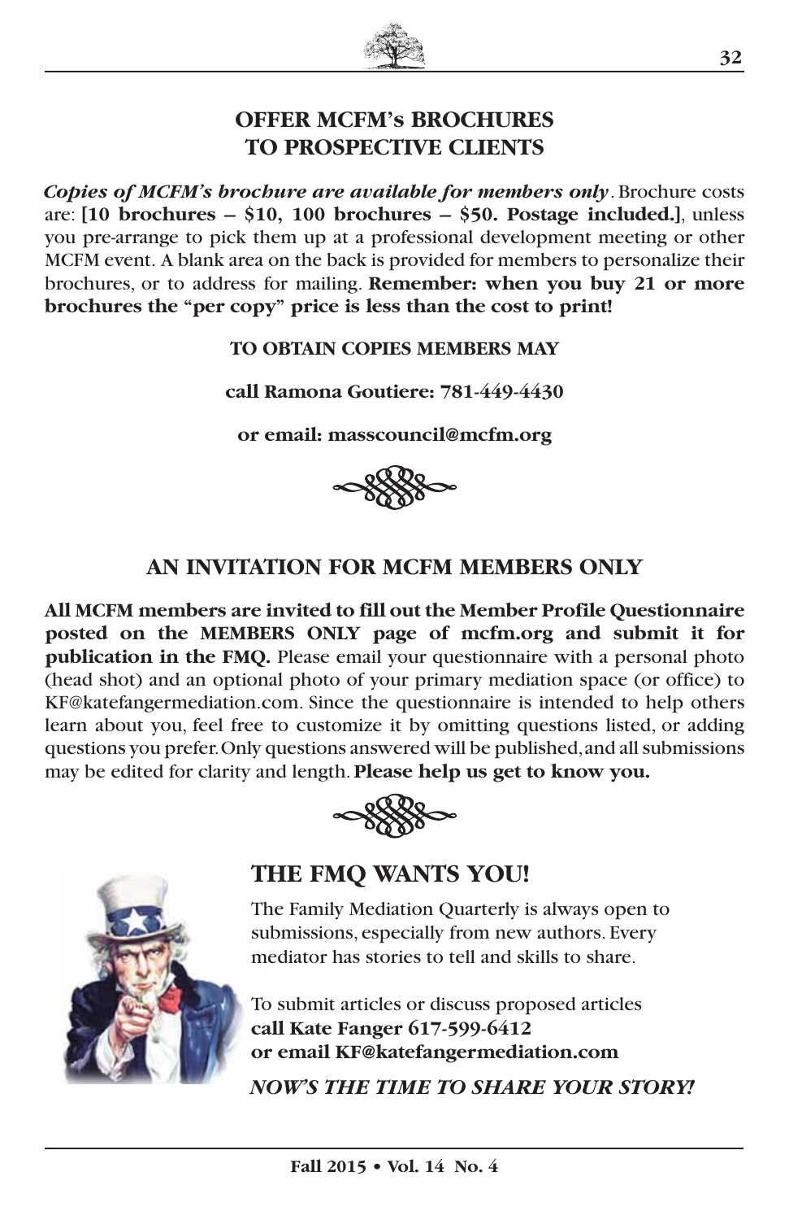## OFFER MCFM's BROCHURES TO PROSPECTIVE CLIENTS

***Copies of MCFM's brochure are available for members only***. Brochure costs are: **[10 brochures – $10, 100 brochures – $50. Postage included.]**, unless you pre-arrange to pick them up at a professional development meeting or other MCFM event. A blank area on the back is provided for members to personalize their brochures, or to address for mailing. **Remember: when you buy 21 or more brochures the "per copy" price is less than the cost to print!**

**TO OBTAIN COPIES MEMBERS MAY**

**call Ramona Goutiere: 781-449-4430**

**or email: masscouncil@mcfm.org**

## AN INVITATION FOR MCFM MEMBERS ONLY

**All MCFM members are invited to fill out the Member Profile Questionnaire posted on the MEMBERS ONLY page of mcfm.org and submit it for publication in the FMQ.** Please email your questionnaire with a personal photo (head shot) and an optional photo of your primary mediation space (or office) to KF@katefangermediation.com. Since the questionnaire is intended to help others learn about you, feel free to customize it by omitting questions listed, or adding questions you prefer. Only questions answered will be published, and all submissions may be edited for clarity and length. **Please help us get to know you.**

## THE FMQ WANTS YOU!

The Family Mediation Quarterly is always open to submissions, especially from new authors. Every mediator has stories to tell and skills to share.

To submit articles or discuss proposed articles
**call Kate Fanger 617-599-6412**
**or email KF@katefangermediation.com**

***NOW'S THE TIME TO SHARE YOUR STORY!***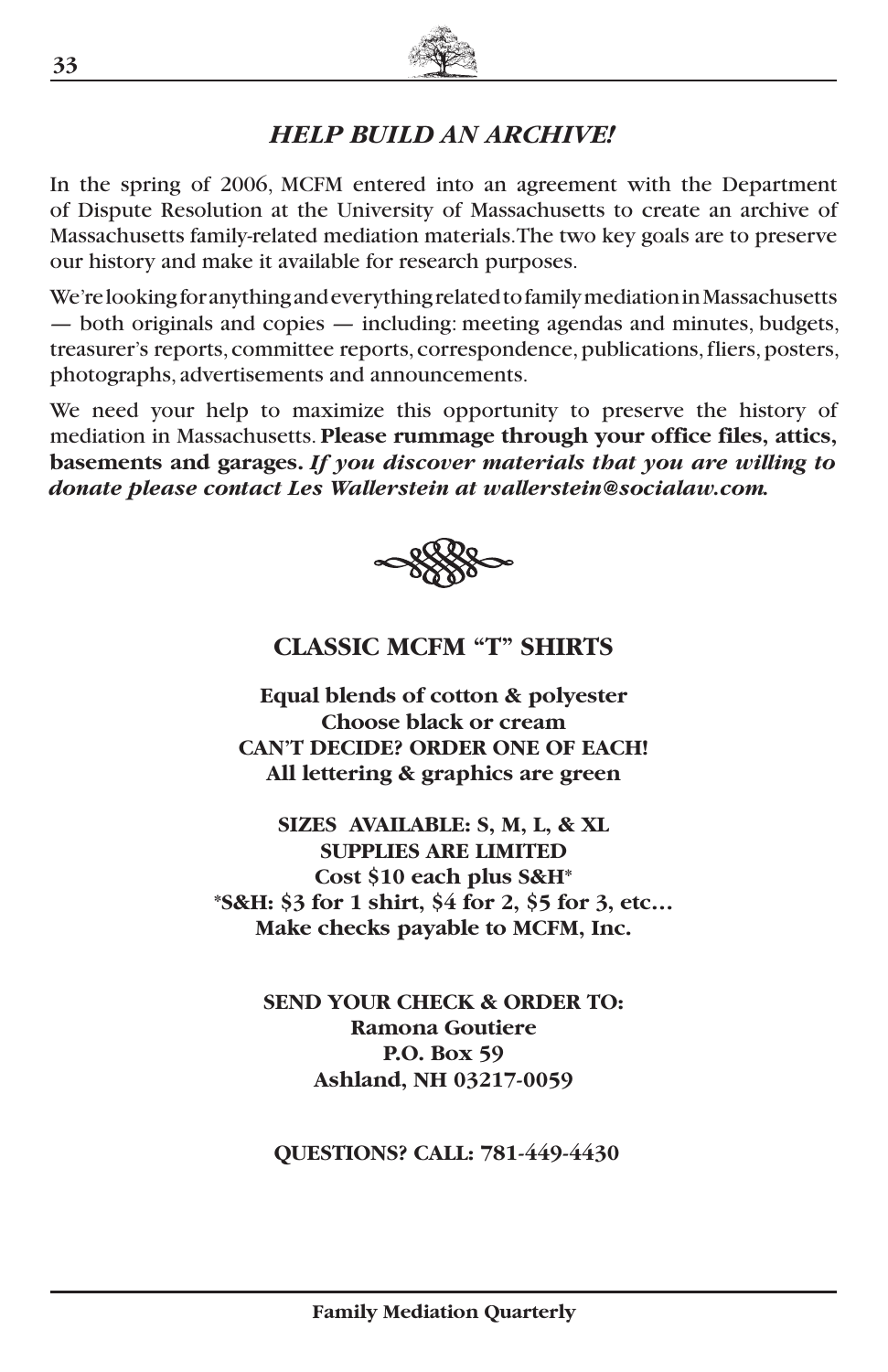## *HELP BUILD AN ARCHIVE!*

In the spring of 2006, MCFM entered into an agreement with the Department of Dispute Resolution at the University of Massachusetts to create an archive of Massachusetts family-related mediation materials. The two key goals are to preserve our history and make it available for research purposes.

We're looking for anything and everything related to family mediation in Massachusetts — both originals and copies — including: meeting agendas and minutes, budgets, treasurer's reports, committee reports, correspondence, publications, fliers, posters, photographs, advertisements and announcements.

We need your help to maximize this opportunity to preserve the history of mediation in Massachusetts. **Please rummage through your office files, attics, basements and garages.** ***If you discover materials that you are willing to donate please contact Les Wallerstein at wallerstein@socialaw.com.***

## CLASSIC MCFM "T" SHIRTS

**Equal blends of cotton & polyester**
**Choose black or cream**
**CAN'T DECIDE? ORDER ONE OF EACH!**
**All lettering & graphics are green**

**SIZES AVAILABLE: S, M, L, & XL**
**SUPPLIES ARE LIMITED**
**Cost $10 each plus S&H***
***S&H: $3 for 1 shirt, $4 for 2, $5 for 3, etc…**
**Make checks payable to MCFM, Inc.**

**SEND YOUR CHECK & ORDER TO:**
**Ramona Goutiere**
**P.O. Box 59**
**Ashland, NH 03217-0059**

**QUESTIONS? CALL: 781-449-4430**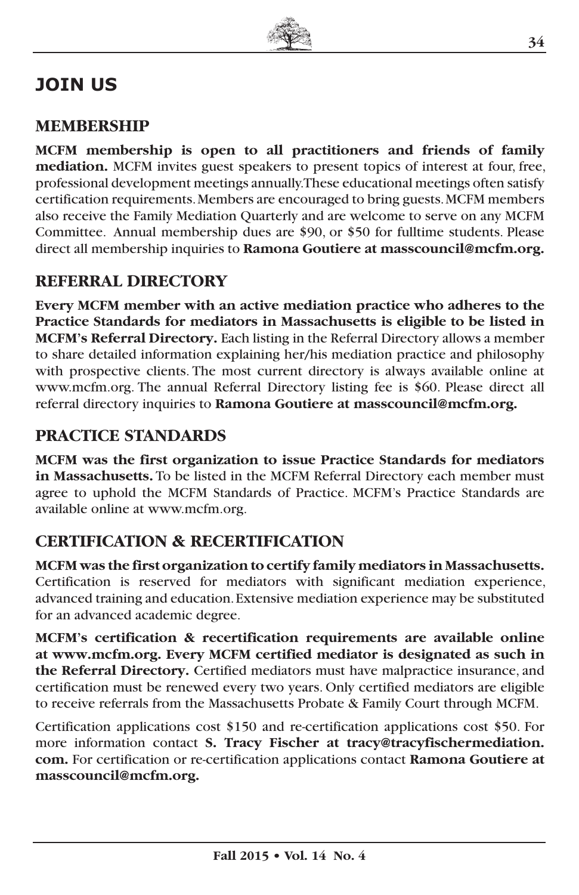# JOIN US

## MEMBERSHIP

**MCFM membership is open to all practitioners and friends of family mediation.** MCFM invites guest speakers to present topics of interest at four, free, professional development meetings annually.These educational meetings often satisfy certification requirements. Members are encouraged to bring guests. MCFM members also receive the Family Mediation Quarterly and are welcome to serve on any MCFM Committee. Annual membership dues are $90, or $50 for fulltime students. Please direct all membership inquiries to **Ramona Goutiere at masscouncil@mcfm.org.**

## REFERRAL DIRECTORY

**Every MCFM member with an active mediation practice who adheres to the Practice Standards for mediators in Massachusetts is eligible to be listed in MCFM's Referral Directory.** Each listing in the Referral Directory allows a member to share detailed information explaining her/his mediation practice and philosophy with prospective clients. The most current directory is always available online at www.mcfm.org. The annual Referral Directory listing fee is $60. Please direct all referral directory inquiries to **Ramona Goutiere at masscouncil@mcfm.org.**

## PRACTICE STANDARDS

**MCFM was the first organization to issue Practice Standards for mediators in Massachusetts.** To be listed in the MCFM Referral Directory each member must agree to uphold the MCFM Standards of Practice. MCFM's Practice Standards are available online at www.mcfm.org.

## CERTIFICATION & RECERTIFICATION

**MCFM was the first organization to certify family mediators in Massachusetts.** Certification is reserved for mediators with significant mediation experience, advanced training and education. Extensive mediation experience may be substituted for an advanced academic degree.

**MCFM's certification & recertification requirements are available online at www.mcfm.org. Every MCFM certified mediator is designated as such in the Referral Directory.** Certified mediators must have malpractice insurance, and certification must be renewed every two years. Only certified mediators are eligible to receive referrals from the Massachusetts Probate & Family Court through MCFM.

Certification applications cost $150 and re-certification applications cost $50. For more information contact **S. Tracy Fischer at tracy@tracyfischermediation.com.** For certification or re-certification applications contact **Ramona Goutiere at masscouncil@mcfm.org.**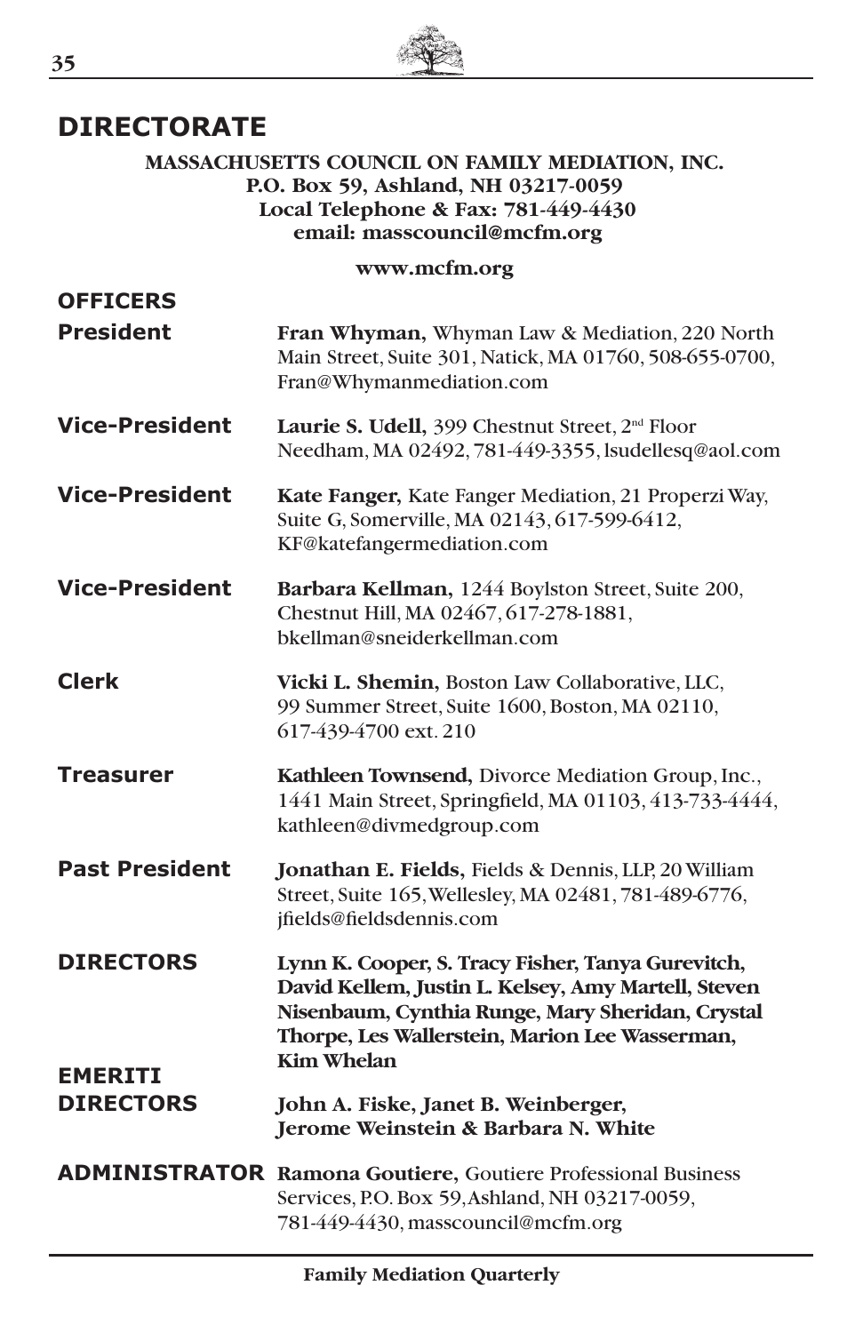# DIRECTORATE

**MASSACHUSETTS COUNCIL ON FAMILY MEDIATION, INC.**
**P.O. Box 59, Ashland, NH 03217-0059**
**Local Telephone & Fax: 781-449-4430**
**email: masscouncil@mcfm.org**

**www.mcfm.org**

## OFFICERS

**President** — **Fran Whyman,** Whyman Law & Mediation, 220 North Main Street, Suite 301, Natick, MA 01760, 508-655-0700, Fran@Whymanmediation.com

**Vice-President** — **Laurie S. Udell,** 399 Chestnut Street, 2nd Floor Needham, MA 02492, 781-449-3355, lsudellesq@aol.com

**Vice-President** — **Kate Fanger,** Kate Fanger Mediation, 21 Properzi Way, Suite G, Somerville, MA 02143, 617-599-6412, KF@katefangermediation.com

**Vice-President** — **Barbara Kellman,** 1244 Boylston Street, Suite 200, Chestnut Hill, MA 02467, 617-278-1881, bkellman@sneiderkellman.com

**Clerk** — **Vicki L. Shemin,** Boston Law Collaborative, LLC, 99 Summer Street, Suite 1600, Boston, MA 02110, 617-439-4700 ext. 210

**Treasurer** — **Kathleen Townsend,** Divorce Mediation Group, Inc., 1441 Main Street, Springfield, MA 01103, 413-733-4444, kathleen@divmedgroup.com

**Past President** — **Jonathan E. Fields,** Fields & Dennis, LLP, 20 William Street, Suite 165, Wellesley, MA 02481, 781-489-6776, jfields@fieldsdennis.com

## DIRECTORS

**Lynn K. Cooper, S. Tracy Fisher, Tanya Gurevitch, David Kellem, Justin L. Kelsey, Amy Martell, Steven Nisenbaum, Cynthia Runge, Mary Sheridan, Crystal Thorpe, Les Wallerstein, Marion Lee Wasserman, Kim Whelan**

## EMERITI DIRECTORS

**John A. Fiske, Janet B. Weinberger, Jerome Weinstein & Barbara N. White**

## ADMINISTRATOR

**Ramona Goutiere,** Goutiere Professional Business Services, P.O. Box 59, Ashland, NH 03217-0059, 781-449-4430, masscouncil@mcfm.org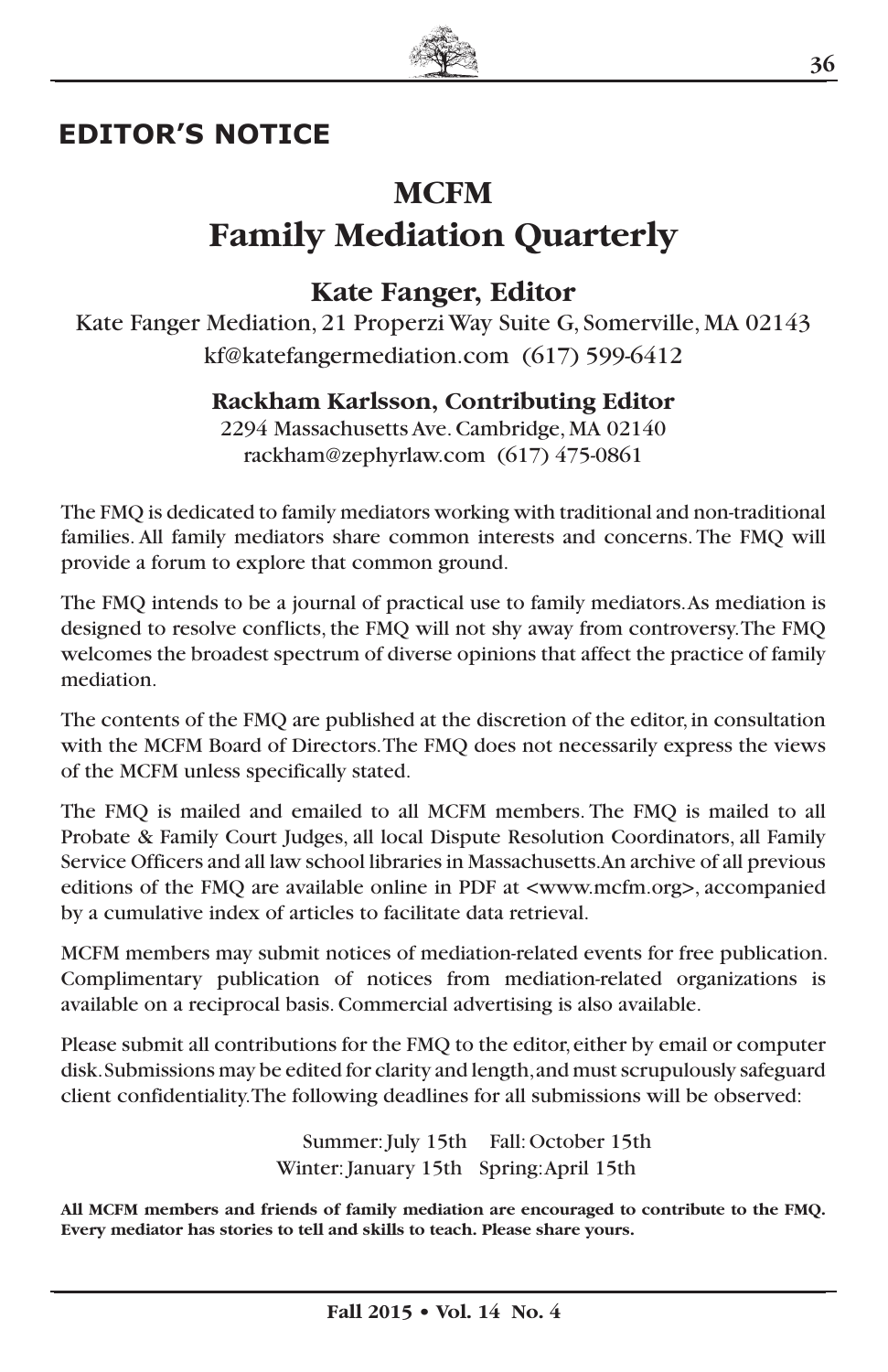## EDITOR'S NOTICE

# MCFM
# Family Mediation Quarterly

### Kate Fanger, Editor

Kate Fanger Mediation, 21 Properzi Way Suite G, Somerville, MA 02143
kf@katefangermediation.com (617) 599-6412

**Rackham Karlsson, Contributing Editor**
2294 Massachusetts Ave. Cambridge, MA 02140
rackham@zephyrlaw.com (617) 475-0861

The FMQ is dedicated to family mediators working with traditional and non-traditional families. All family mediators share common interests and concerns. The FMQ will provide a forum to explore that common ground.

The FMQ intends to be a journal of practical use to family mediators. As mediation is designed to resolve conflicts, the FMQ will not shy away from controversy. The FMQ welcomes the broadest spectrum of diverse opinions that affect the practice of family mediation.

The contents of the FMQ are published at the discretion of the editor, in consultation with the MCFM Board of Directors. The FMQ does not necessarily express the views of the MCFM unless specifically stated.

The FMQ is mailed and emailed to all MCFM members. The FMQ is mailed to all Probate & Family Court Judges, all local Dispute Resolution Coordinators, all Family Service Officers and all law school libraries in Massachusetts. An archive of all previous editions of the FMQ are available online in PDF at <www.mcfm.org>, accompanied by a cumulative index of articles to facilitate data retrieval.

MCFM members may submit notices of mediation-related events for free publication. Complimentary publication of notices from mediation-related organizations is available on a reciprocal basis. Commercial advertising is also available.

Please submit all contributions for the FMQ to the editor, either by email or computer disk. Submissions may be edited for clarity and length, and must scrupulously safeguard client confidentiality. The following deadlines for all submissions will be observed:

Summer: July 15th Fall: October 15th
Winter: January 15th Spring: April 15th

**All MCFM members and friends of family mediation are encouraged to contribute to the FMQ. Every mediator has stories to tell and skills to teach. Please share yours.**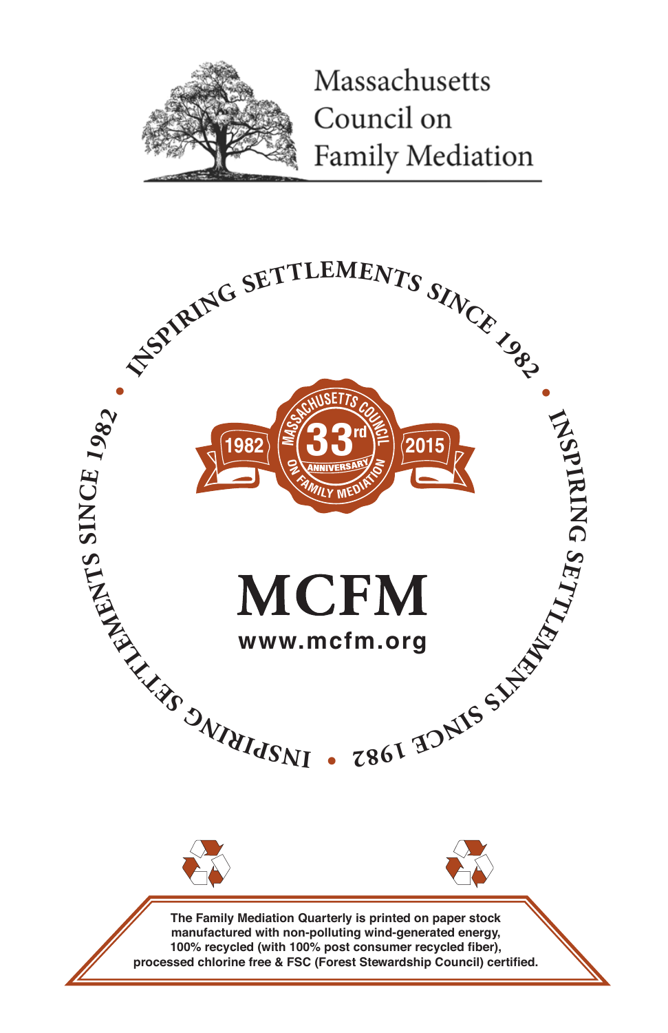# Massachusetts Council on Family Mediation

INSPIRING SETTLEMENTS SINCE 1982 • INSPIRING SETTLEMENTS SINCE 1982 • INSPIRING SETTLEMENTS SINCE 1982 •

1982 MASSACHUSETTS COUNCIL 33rd ANNIVERSARY ON FAMILY MEDIATION 2015

# MCFM

**www.mcfm.org**

**The Family Mediation Quarterly is printed on paper stock manufactured with non-polluting wind-generated energy, 100% recycled (with 100% post consumer recycled fiber), processed chlorine free & FSC (Forest Stewardship Council) certified.**